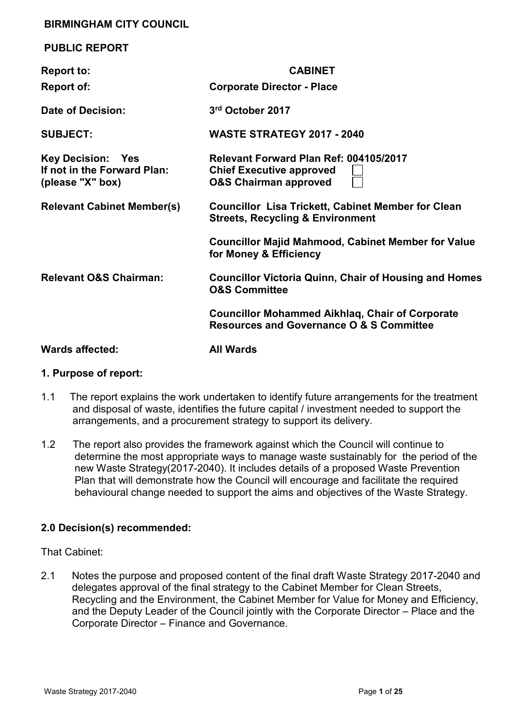**BIRMINGHAM CITY COUNCIL**

**PUBLIC REPORT**

| | |
|---|---|
| **Report to:** | **CABINET** |
| **Report of:** | **Corporate Director - Place** |
| **Date of Decision:** | **3rd October 2017** |
| **SUBJECT:** | **WASTE STRATEGY 2017 - 2040** |
| **Key Decision: Yes**<br>**If not in the Forward Plan:**<br>**(please "X" box)** | **Relevant Forward Plan Ref: 004105/2017**<br>**Chief Executive approved** ☐<br>**O&S Chairman approved** ☐ |
| **Relevant Cabinet Member(s)** | **Councillor Lisa Trickett, Cabinet Member for Clean Streets, Recycling & Environment**<br><br>**Councillor Majid Mahmood, Cabinet Member for Value for Money & Efficiency** |
| **Relevant O&S Chairman:** | **Councillor Victoria Quinn, Chair of Housing and Homes O&S Committee**<br><br>**Councillor Mohammed Aikhlaq, Chair of Corporate Resources and Governance O & S Committee** |
| **Wards affected:** | **All Wards** |

## 1. Purpose of report:

1.1 The report explains the work undertaken to identify future arrangements for the treatment and disposal of waste, identifies the future capital / investment needed to support the arrangements, and a procurement strategy to support its delivery.

1.2 The report also provides the framework against which the Council will continue to determine the most appropriate ways to manage waste sustainably for the period of the new Waste Strategy(2017-2040). It includes details of a proposed Waste Prevention Plan that will demonstrate how the Council will encourage and facilitate the required behavioural change needed to support the aims and objectives of the Waste Strategy.

## 2.0 Decision(s) recommended:

That Cabinet:

2.1 Notes the purpose and proposed content of the final draft Waste Strategy 2017-2040 and delegates approval of the final strategy to the Cabinet Member for Clean Streets, Recycling and the Environment, the Cabinet Member for Value for Money and Efficiency, and the Deputy Leader of the Council jointly with the Corporate Director – Place and the Corporate Director – Finance and Governance.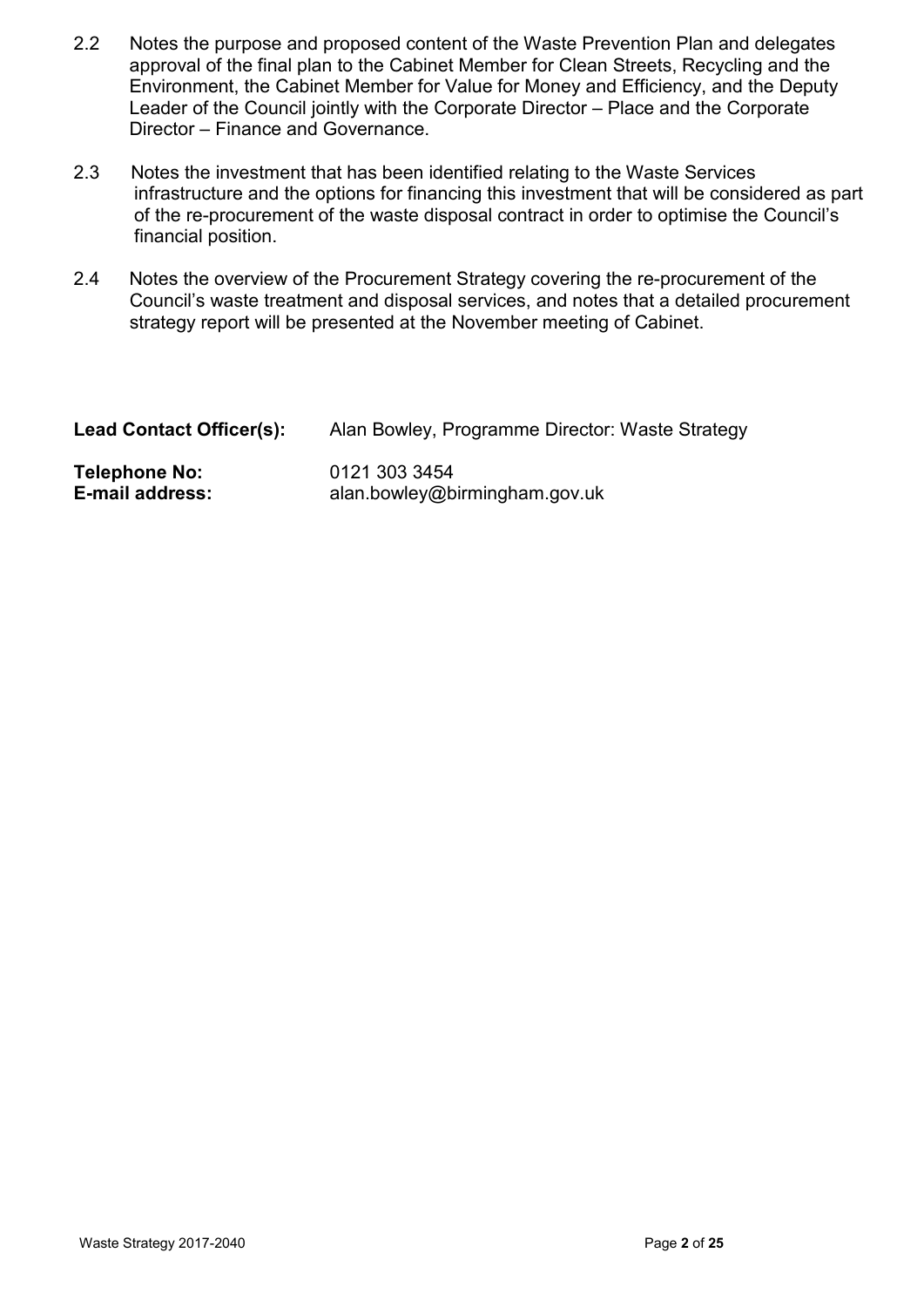2.2 Notes the purpose and proposed content of the Waste Prevention Plan and delegates approval of the final plan to the Cabinet Member for Clean Streets, Recycling and the Environment, the Cabinet Member for Value for Money and Efficiency, and the Deputy Leader of the Council jointly with the Corporate Director – Place and the Corporate Director – Finance and Governance.

2.3 Notes the investment that has been identified relating to the Waste Services infrastructure and the options for financing this investment that will be considered as part of the re-procurement of the waste disposal contract in order to optimise the Council's financial position.

2.4 Notes the overview of the Procurement Strategy covering the re-procurement of the Council's waste treatment and disposal services, and notes that a detailed procurement strategy report will be presented at the November meeting of Cabinet.

| | |
|---|---|
| **Lead Contact Officer(s):** | Alan Bowley, Programme Director: Waste Strategy |
| **Telephone No:** | 0121 303 3454 |
| **E-mail address:** | alan.bowley@birmingham.gov.uk |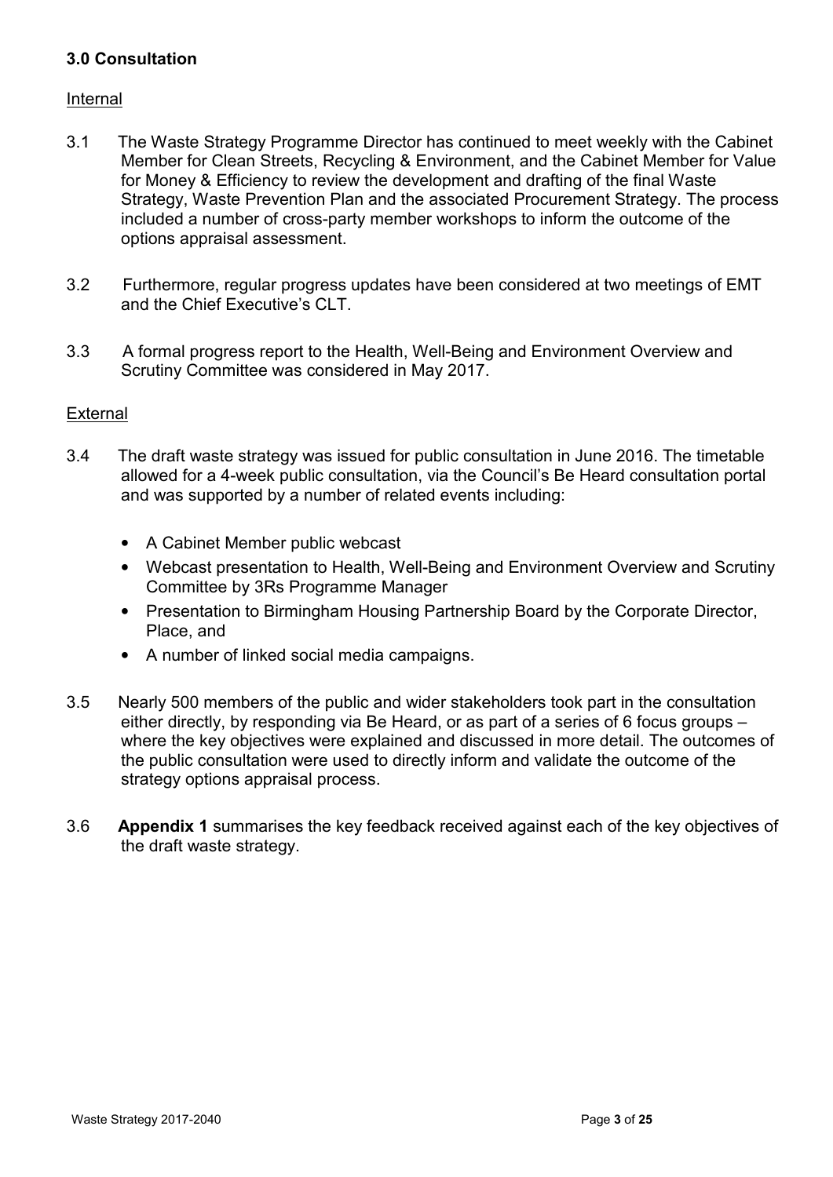### 3.0 Consultation

Internal

3.1 The Waste Strategy Programme Director has continued to meet weekly with the Cabinet Member for Clean Streets, Recycling & Environment, and the Cabinet Member for Value for Money & Efficiency to review the development and drafting of the final Waste Strategy, Waste Prevention Plan and the associated Procurement Strategy. The process included a number of cross-party member workshops to inform the outcome of the options appraisal assessment.

3.2 Furthermore, regular progress updates have been considered at two meetings of EMT and the Chief Executive's CLT.

3.3 A formal progress report to the Health, Well-Being and Environment Overview and Scrutiny Committee was considered in May 2017.

External

3.4 The draft waste strategy was issued for public consultation in June 2016. The timetable allowed for a 4-week public consultation, via the Council's Be Heard consultation portal and was supported by a number of related events including:

- A Cabinet Member public webcast
- Webcast presentation to Health, Well-Being and Environment Overview and Scrutiny Committee by 3Rs Programme Manager
- Presentation to Birmingham Housing Partnership Board by the Corporate Director, Place, and
- A number of linked social media campaigns.

3.5 Nearly 500 members of the public and wider stakeholders took part in the consultation either directly, by responding via Be Heard, or as part of a series of 6 focus groups – where the key objectives were explained and discussed in more detail. The outcomes of the public consultation were used to directly inform and validate the outcome of the strategy options appraisal process.

3.6 **Appendix 1** summarises the key feedback received against each of the key objectives of the draft waste strategy.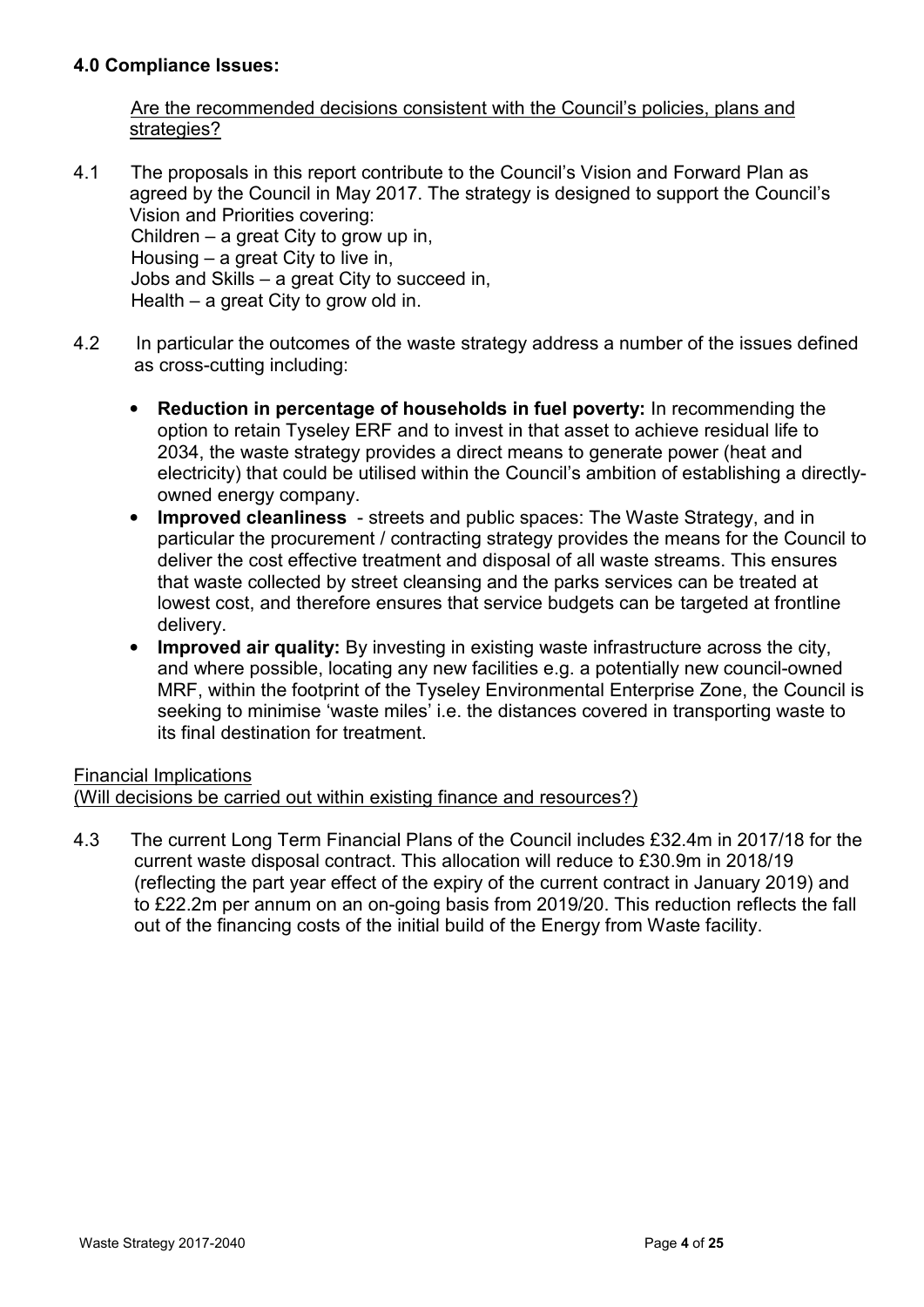## 4.0 Compliance Issues:

Are the recommended decisions consistent with the Council's policies, plans and strategies?

4.1 The proposals in this report contribute to the Council's Vision and Forward Plan as agreed by the Council in May 2017. The strategy is designed to support the Council's Vision and Priorities covering:
Children – a great City to grow up in,
Housing – a great City to live in,
Jobs and Skills – a great City to succeed in,
Health – a great City to grow old in.

4.2 In particular the outcomes of the waste strategy address a number of the issues defined as cross-cutting including:

- **Reduction in percentage of households in fuel poverty:** In recommending the option to retain Tyseley ERF and to invest in that asset to achieve residual life to 2034, the waste strategy provides a direct means to generate power (heat and electricity) that could be utilised within the Council's ambition of establishing a directly-owned energy company.
- **Improved cleanliness** - streets and public spaces: The Waste Strategy, and in particular the procurement / contracting strategy provides the means for the Council to deliver the cost effective treatment and disposal of all waste streams. This ensures that waste collected by street cleansing and the parks services can be treated at lowest cost, and therefore ensures that service budgets can be targeted at frontline delivery.
- **Improved air quality:** By investing in existing waste infrastructure across the city, and where possible, locating any new facilities e.g. a potentially new council-owned MRF, within the footprint of the Tyseley Environmental Enterprise Zone, the Council is seeking to minimise 'waste miles' i.e. the distances covered in transporting waste to its final destination for treatment.

Financial Implications
(Will decisions be carried out within existing finance and resources?)

4.3 The current Long Term Financial Plans of the Council includes £32.4m in 2017/18 for the current waste disposal contract. This allocation will reduce to £30.9m in 2018/19 (reflecting the part year effect of the expiry of the current contract in January 2019) and to £22.2m per annum on an on-going basis from 2019/20. This reduction reflects the fall out of the financing costs of the initial build of the Energy from Waste facility.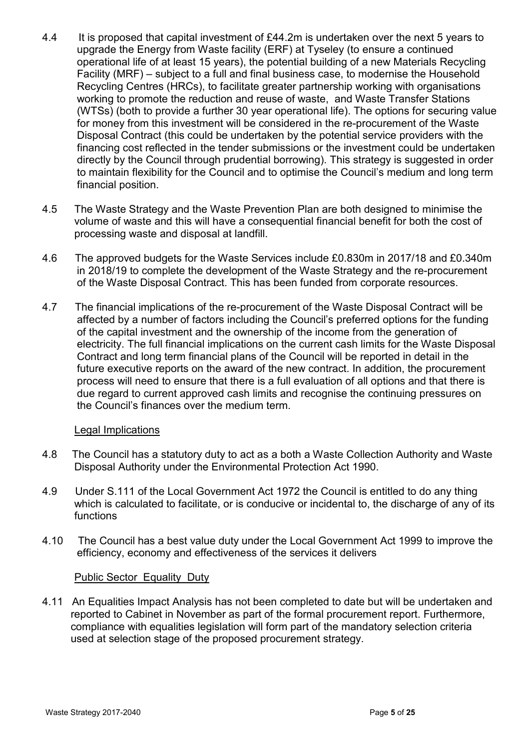4.4 It is proposed that capital investment of £44.2m is undertaken over the next 5 years to upgrade the Energy from Waste facility (ERF) at Tyseley (to ensure a continued operational life of at least 15 years), the potential building of a new Materials Recycling Facility (MRF) – subject to a full and final business case, to modernise the Household Recycling Centres (HRCs), to facilitate greater partnership working with organisations working to promote the reduction and reuse of waste, and Waste Transfer Stations (WTSs) (both to provide a further 30 year operational life). The options for securing value for money from this investment will be considered in the re-procurement of the Waste Disposal Contract (this could be undertaken by the potential service providers with the financing cost reflected in the tender submissions or the investment could be undertaken directly by the Council through prudential borrowing). This strategy is suggested in order to maintain flexibility for the Council and to optimise the Council's medium and long term financial position.

4.5 The Waste Strategy and the Waste Prevention Plan are both designed to minimise the volume of waste and this will have a consequential financial benefit for both the cost of processing waste and disposal at landfill.

4.6 The approved budgets for the Waste Services include £0.830m in 2017/18 and £0.340m in 2018/19 to complete the development of the Waste Strategy and the re-procurement of the Waste Disposal Contract. This has been funded from corporate resources.

4.7 The financial implications of the re-procurement of the Waste Disposal Contract will be affected by a number of factors including the Council's preferred options for the funding of the capital investment and the ownership of the income from the generation of electricity. The full financial implications on the current cash limits for the Waste Disposal Contract and long term financial plans of the Council will be reported in detail in the future executive reports on the award of the new contract. In addition, the procurement process will need to ensure that there is a full evaluation of all options and that there is due regard to current approved cash limits and recognise the continuing pressures on the Council's finances over the medium term.

Legal Implications

4.8 The Council has a statutory duty to act as a both a Waste Collection Authority and Waste Disposal Authority under the Environmental Protection Act 1990.

4.9 Under S.111 of the Local Government Act 1972 the Council is entitled to do any thing which is calculated to facilitate, or is conducive or incidental to, the discharge of any of its functions

4.10 The Council has a best value duty under the Local Government Act 1999 to improve the efficiency, economy and effectiveness of the services it delivers

Public Sector Equality Duty

4.11 An Equalities Impact Analysis has not been completed to date but will be undertaken and reported to Cabinet in November as part of the formal procurement report. Furthermore, compliance with equalities legislation will form part of the mandatory selection criteria used at selection stage of the proposed procurement strategy.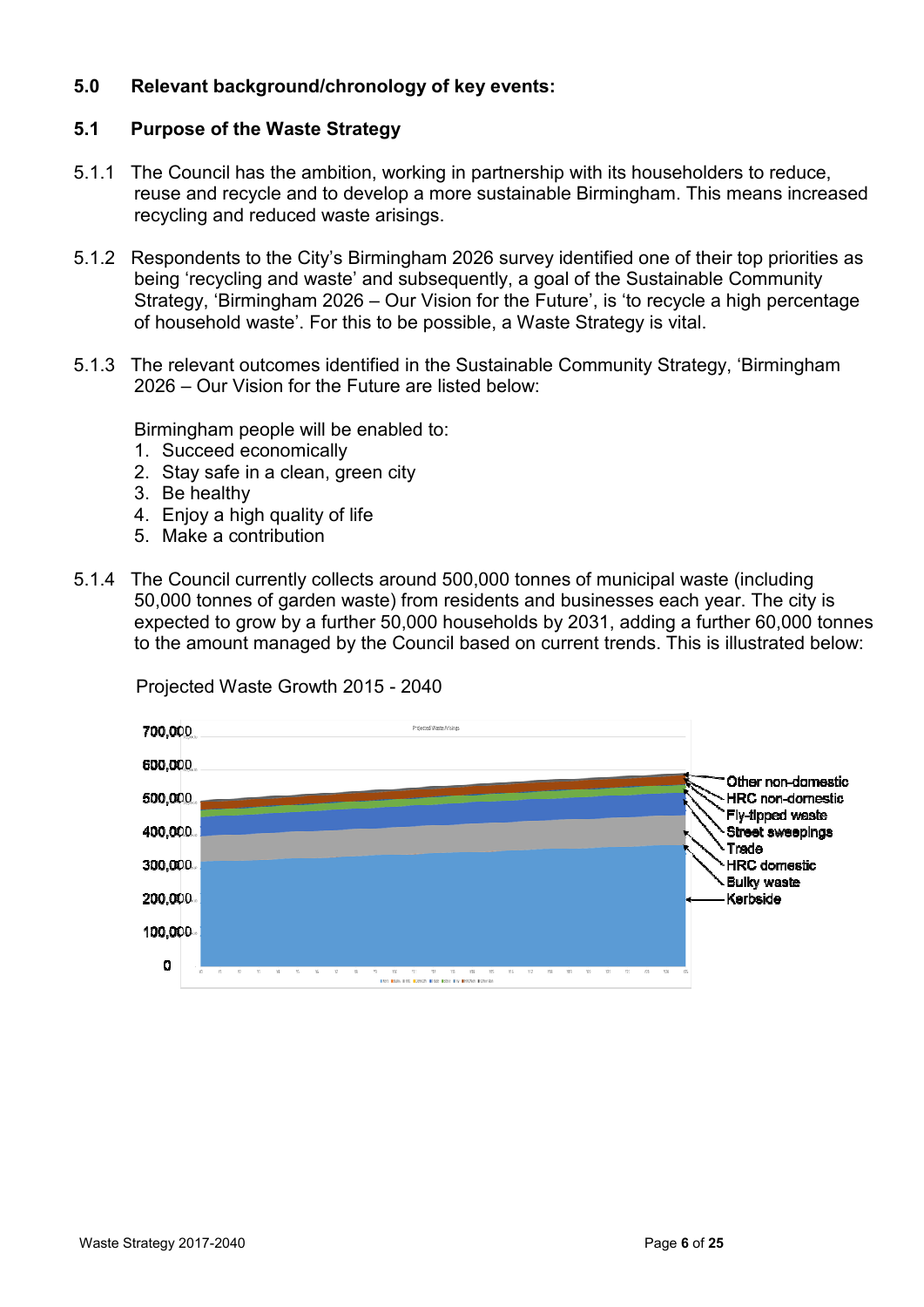## 5.0 Relevant background/chronology of key events:

### 5.1 Purpose of the Waste Strategy

5.1.1 The Council has the ambition, working in partnership with its householders to reduce, reuse and recycle and to develop a more sustainable Birmingham. This means increased recycling and reduced waste arisings.

5.1.2 Respondents to the City's Birmingham 2026 survey identified one of their top priorities as being 'recycling and waste' and subsequently, a goal of the Sustainable Community Strategy, 'Birmingham 2026 – Our Vision for the Future', is 'to recycle a high percentage of household waste'. For this to be possible, a Waste Strategy is vital.

5.1.3 The relevant outcomes identified in the Sustainable Community Strategy, 'Birmingham 2026 – Our Vision for the Future are listed below:

Birmingham people will be enabled to:

1. Succeed economically
2. Stay safe in a clean, green city
3. Be healthy
4. Enjoy a high quality of life
5. Make a contribution

5.1.4 The Council currently collects around 500,000 tonnes of municipal waste (including 50,000 tonnes of garden waste) from residents and businesses each year. The city is expected to grow by a further 50,000 households by 2031, adding a further 60,000 tonnes to the amount managed by the Council based on current trends. This is illustrated below:

Projected Waste Growth 2015 - 2040

700,000
600,000
500,000
400,000
300,000
200,000
100,000
0

Other non-domestic
HRC non-domestic
Fly-tipped waste
Street sweepings
Trade
HRC domestic
Bulky waste
Kerbside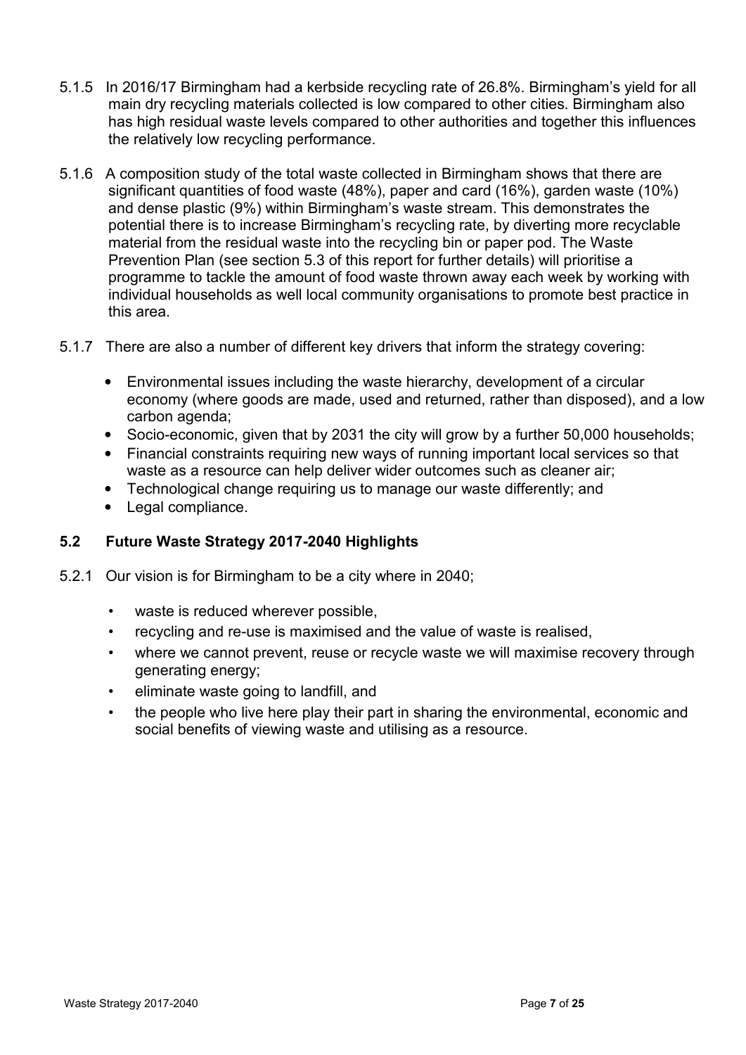5.1.5 In 2016/17 Birmingham had a kerbside recycling rate of 26.8%. Birmingham's yield for all main dry recycling materials collected is low compared to other cities. Birmingham also has high residual waste levels compared to other authorities and together this influences the relatively low recycling performance.

5.1.6 A composition study of the total waste collected in Birmingham shows that there are significant quantities of food waste (48%), paper and card (16%), garden waste (10%) and dense plastic (9%) within Birmingham's waste stream. This demonstrates the potential there is to increase Birmingham's recycling rate, by diverting more recyclable material from the residual waste into the recycling bin or paper pod. The Waste Prevention Plan (see section 5.3 of this report for further details) will prioritise a programme to tackle the amount of food waste thrown away each week by working with individual households as well local community organisations to promote best practice in this area.

5.1.7 There are also a number of different key drivers that inform the strategy covering:

- Environmental issues including the waste hierarchy, development of a circular economy (where goods are made, used and returned, rather than disposed), and a low carbon agenda;
- Socio-economic, given that by 2031 the city will grow by a further 50,000 households;
- Financial constraints requiring new ways of running important local services so that waste as a resource can help deliver wider outcomes such as cleaner air;
- Technological change requiring us to manage our waste differently; and
- Legal compliance.

### 5.2 Future Waste Strategy 2017-2040 Highlights

5.2.1 Our vision is for Birmingham to be a city where in 2040;

- waste is reduced wherever possible,
- recycling and re-use is maximised and the value of waste is realised,
- where we cannot prevent, reuse or recycle waste we will maximise recovery through generating energy;
- eliminate waste going to landfill, and
- the people who live here play their part in sharing the environmental, economic and social benefits of viewing waste and utilising as a resource.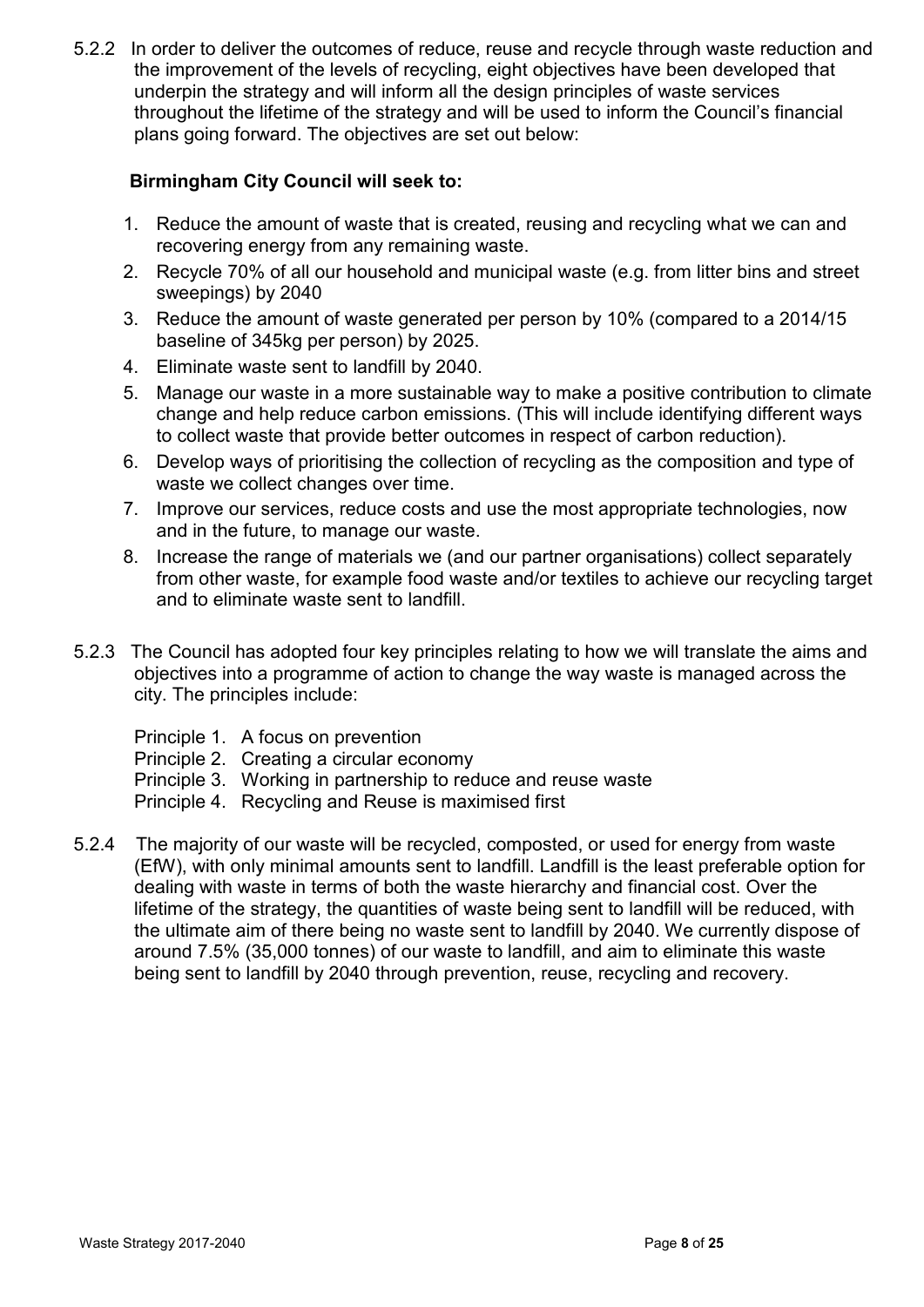5.2.2 In order to deliver the outcomes of reduce, reuse and recycle through waste reduction and the improvement of the levels of recycling, eight objectives have been developed that underpin the strategy and will inform all the design principles of waste services throughout the lifetime of the strategy and will be used to inform the Council's financial plans going forward. The objectives are set out below:

**Birmingham City Council will seek to:**

1. Reduce the amount of waste that is created, reusing and recycling what we can and recovering energy from any remaining waste.
2. Recycle 70% of all our household and municipal waste (e.g. from litter bins and street sweepings) by 2040
3. Reduce the amount of waste generated per person by 10% (compared to a 2014/15 baseline of 345kg per person) by 2025.
4. Eliminate waste sent to landfill by 2040.
5. Manage our waste in a more sustainable way to make a positive contribution to climate change and help reduce carbon emissions. (This will include identifying different ways to collect waste that provide better outcomes in respect of carbon reduction).
6. Develop ways of prioritising the collection of recycling as the composition and type of waste we collect changes over time.
7. Improve our services, reduce costs and use the most appropriate technologies, now and in the future, to manage our waste.
8. Increase the range of materials we (and our partner organisations) collect separately from other waste, for example food waste and/or textiles to achieve our recycling target and to eliminate waste sent to landfill.

5.2.3 The Council has adopted four key principles relating to how we will translate the aims and objectives into a programme of action to change the way waste is managed across the city. The principles include:

Principle 1. A focus on prevention
Principle 2. Creating a circular economy
Principle 3. Working in partnership to reduce and reuse waste
Principle 4. Recycling and Reuse is maximised first

5.2.4 The majority of our waste will be recycled, composted, or used for energy from waste (EfW), with only minimal amounts sent to landfill. Landfill is the least preferable option for dealing with waste in terms of both the waste hierarchy and financial cost. Over the lifetime of the strategy, the quantities of waste being sent to landfill will be reduced, with the ultimate aim of there being no waste sent to landfill by 2040. We currently dispose of around 7.5% (35,000 tonnes) of our waste to landfill, and aim to eliminate this waste being sent to landfill by 2040 through prevention, reuse, recycling and recovery.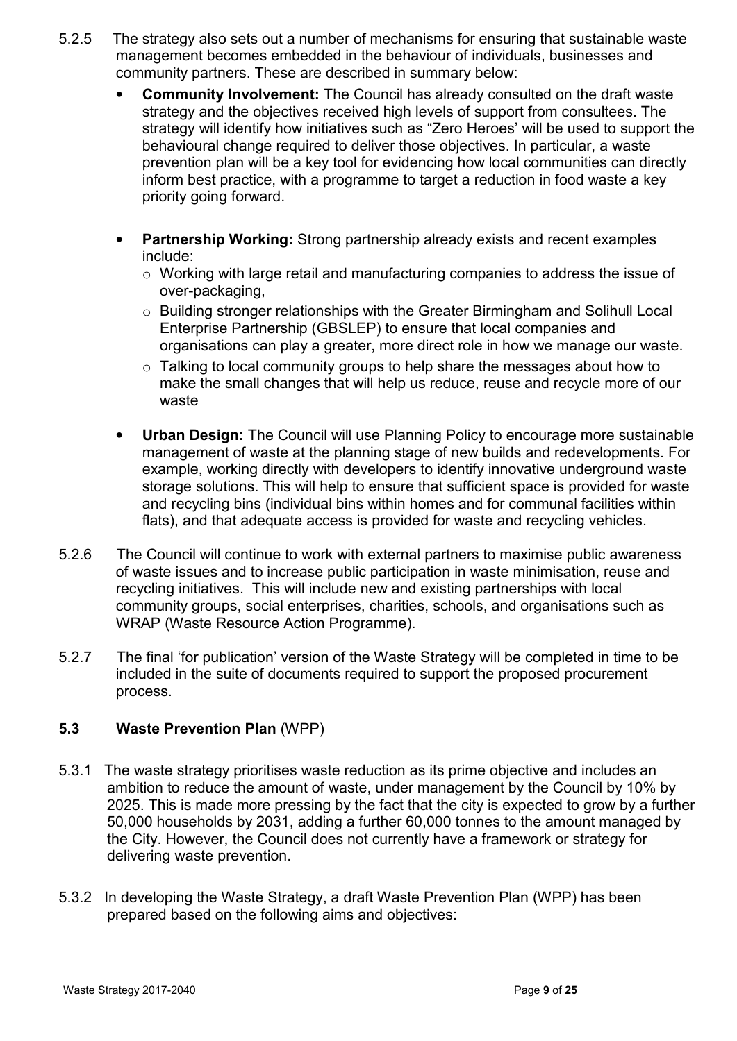5.2.5 The strategy also sets out a number of mechanisms for ensuring that sustainable waste management becomes embedded in the behaviour of individuals, businesses and community partners. These are described in summary below:

- **Community Involvement:** The Council has already consulted on the draft waste strategy and the objectives received high levels of support from consultees. The strategy will identify how initiatives such as "Zero Heroes' will be used to support the behavioural change required to deliver those objectives. In particular, a waste prevention plan will be a key tool for evidencing how local communities can directly inform best practice, with a programme to target a reduction in food waste a key priority going forward.

- **Partnership Working:** Strong partnership already exists and recent examples include:
  - Working with large retail and manufacturing companies to address the issue of over-packaging,
  - Building stronger relationships with the Greater Birmingham and Solihull Local Enterprise Partnership (GBSLEP) to ensure that local companies and organisations can play a greater, more direct role in how we manage our waste.
  - Talking to local community groups to help share the messages about how to make the small changes that will help us reduce, reuse and recycle more of our waste

- **Urban Design:** The Council will use Planning Policy to encourage more sustainable management of waste at the planning stage of new builds and redevelopments. For example, working directly with developers to identify innovative underground waste storage solutions. This will help to ensure that sufficient space is provided for waste and recycling bins (individual bins within homes and for communal facilities within flats), and that adequate access is provided for waste and recycling vehicles.

5.2.6 The Council will continue to work with external partners to maximise public awareness of waste issues and to increase public participation in waste minimisation, reuse and recycling initiatives. This will include new and existing partnerships with local community groups, social enterprises, charities, schools, and organisations such as WRAP (Waste Resource Action Programme).

5.2.7 The final 'for publication' version of the Waste Strategy will be completed in time to be included in the suite of documents required to support the proposed procurement process.

### 5.3 Waste Prevention Plan (WPP)

5.3.1 The waste strategy prioritises waste reduction as its prime objective and includes an ambition to reduce the amount of waste, under management by the Council by 10% by 2025. This is made more pressing by the fact that the city is expected to grow by a further 50,000 households by 2031, adding a further 60,000 tonnes to the amount managed by the City. However, the Council does not currently have a framework or strategy for delivering waste prevention.

5.3.2 In developing the Waste Strategy, a draft Waste Prevention Plan (WPP) has been prepared based on the following aims and objectives: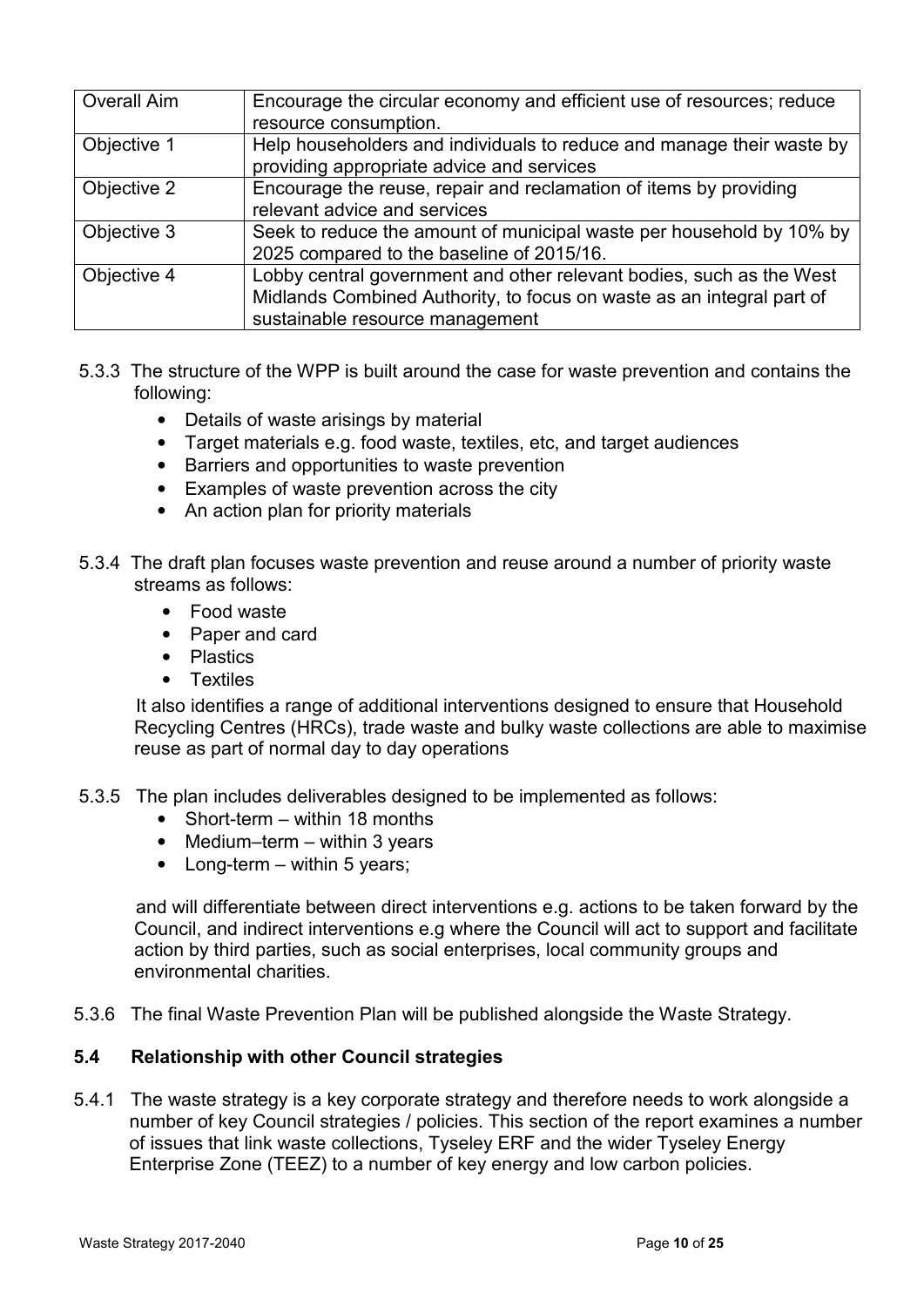| Overall Aim | Encourage the circular economy and efficient use of resources; reduce resource consumption. |
| --- | --- |
| Objective 1 | Help householders and individuals to reduce and manage their waste by providing appropriate advice and services |
| Objective 2 | Encourage the reuse, repair and reclamation of items by providing relevant advice and services |
| Objective 3 | Seek to reduce the amount of municipal waste per household by 10% by 2025 compared to the baseline of 2015/16. |
| Objective 4 | Lobby central government and other relevant bodies, such as the West Midlands Combined Authority, to focus on waste as an integral part of sustainable resource management |

5.3.3 The structure of the WPP is built around the case for waste prevention and contains the following:

- Details of waste arisings by material
- Target materials e.g. food waste, textiles, etc, and target audiences
- Barriers and opportunities to waste prevention
- Examples of waste prevention across the city
- An action plan for priority materials

5.3.4 The draft plan focuses waste prevention and reuse around a number of priority waste streams as follows:

- Food waste
- Paper and card
- Plastics
- Textiles

It also identifies a range of additional interventions designed to ensure that Household Recycling Centres (HRCs), trade waste and bulky waste collections are able to maximise reuse as part of normal day to day operations

5.3.5 The plan includes deliverables designed to be implemented as follows:

- Short-term – within 18 months
- Medium–term – within 3 years
- Long-term – within 5 years;

and will differentiate between direct interventions e.g. actions to be taken forward by the Council, and indirect interventions e.g where the Council will act to support and facilitate action by third parties, such as social enterprises, local community groups and environmental charities.

5.3.6 The final Waste Prevention Plan will be published alongside the Waste Strategy.

## 5.4 Relationship with other Council strategies

5.4.1 The waste strategy is a key corporate strategy and therefore needs to work alongside a number of key Council strategies / policies. This section of the report examines a number of issues that link waste collections, Tyseley ERF and the wider Tyseley Energy Enterprise Zone (TEEZ) to a number of key energy and low carbon policies.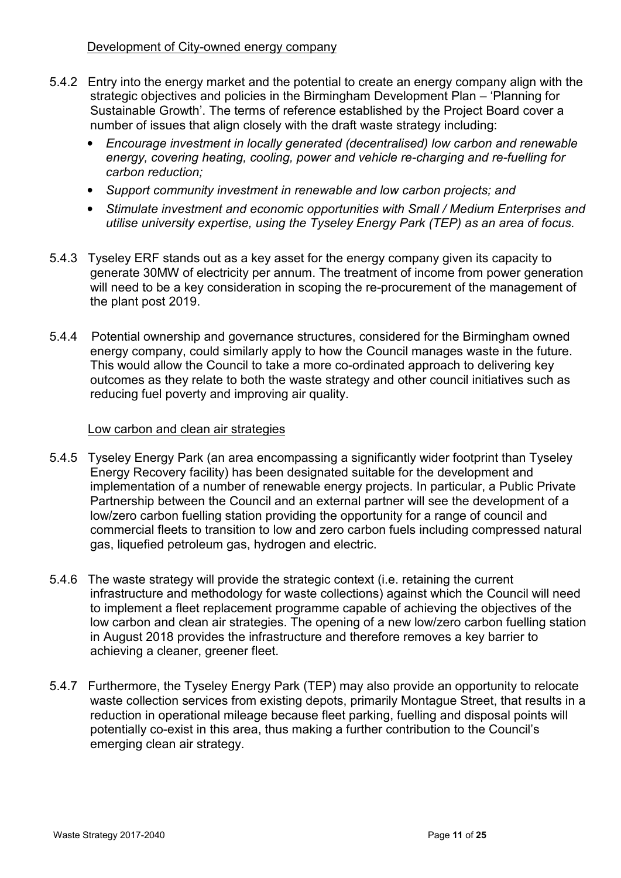Development of City-owned energy company

5.4.2 Entry into the energy market and the potential to create an energy company align with the strategic objectives and policies in the Birmingham Development Plan – 'Planning for Sustainable Growth'. The terms of reference established by the Project Board cover a number of issues that align closely with the draft waste strategy including:

- *Encourage investment in locally generated (decentralised) low carbon and renewable energy, covering heating, cooling, power and vehicle re-charging and re-fuelling for carbon reduction;*
- *Support community investment in renewable and low carbon projects; and*
- *Stimulate investment and economic opportunities with Small / Medium Enterprises and utilise university expertise, using the Tyseley Energy Park (TEP) as an area of focus.*

5.4.3 Tyseley ERF stands out as a key asset for the energy company given its capacity to generate 30MW of electricity per annum. The treatment of income from power generation will need to be a key consideration in scoping the re-procurement of the management of the plant post 2019.

5.4.4 Potential ownership and governance structures, considered for the Birmingham owned energy company, could similarly apply to how the Council manages waste in the future. This would allow the Council to take a more co-ordinated approach to delivering key outcomes as they relate to both the waste strategy and other council initiatives such as reducing fuel poverty and improving air quality.

Low carbon and clean air strategies

5.4.5 Tyseley Energy Park (an area encompassing a significantly wider footprint than Tyseley Energy Recovery facility) has been designated suitable for the development and implementation of a number of renewable energy projects. In particular, a Public Private Partnership between the Council and an external partner will see the development of a low/zero carbon fuelling station providing the opportunity for a range of council and commercial fleets to transition to low and zero carbon fuels including compressed natural gas, liquefied petroleum gas, hydrogen and electric.

5.4.6 The waste strategy will provide the strategic context (i.e. retaining the current infrastructure and methodology for waste collections) against which the Council will need to implement a fleet replacement programme capable of achieving the objectives of the low carbon and clean air strategies. The opening of a new low/zero carbon fuelling station in August 2018 provides the infrastructure and therefore removes a key barrier to achieving a cleaner, greener fleet.

5.4.7 Furthermore, the Tyseley Energy Park (TEP) may also provide an opportunity to relocate waste collection services from existing depots, primarily Montague Street, that results in a reduction in operational mileage because fleet parking, fuelling and disposal points will potentially co-exist in this area, thus making a further contribution to the Council's emerging clean air strategy.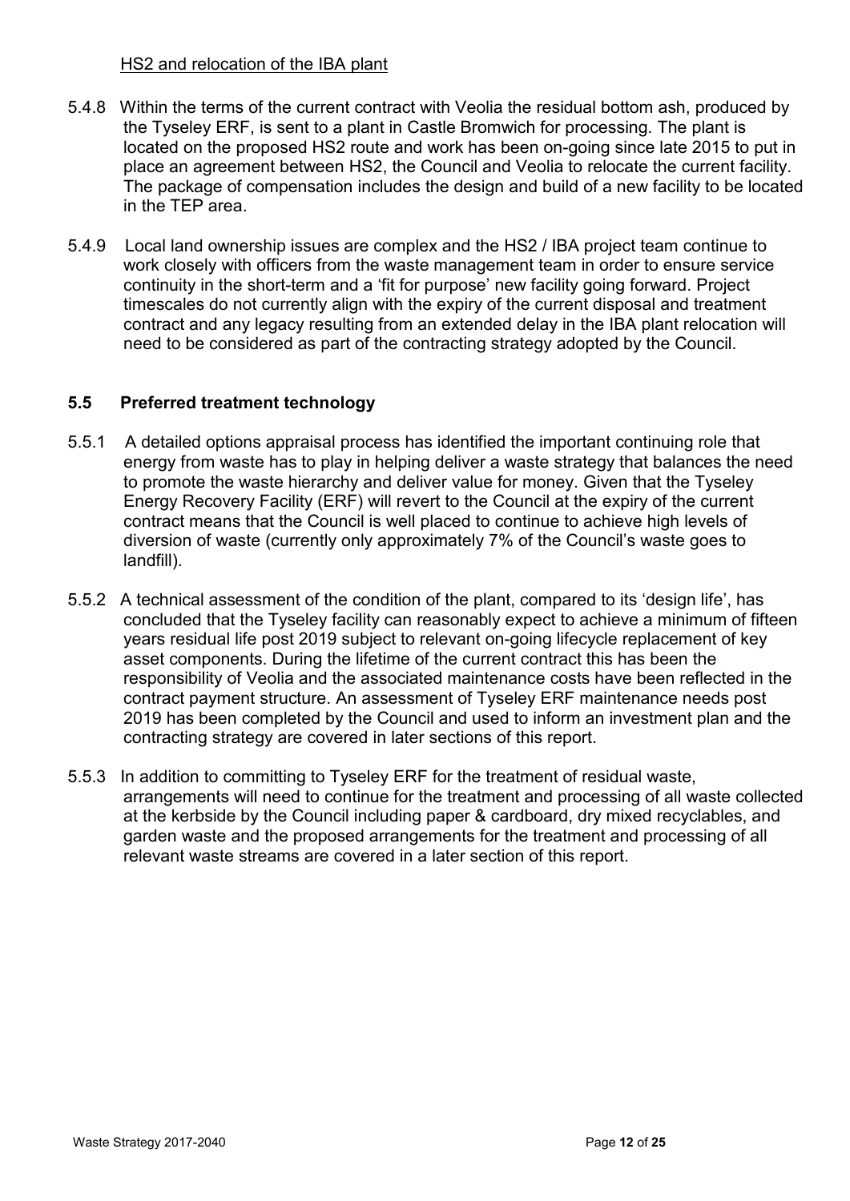HS2 and relocation of the IBA plant

5.4.8 Within the terms of the current contract with Veolia the residual bottom ash, produced by the Tyseley ERF, is sent to a plant in Castle Bromwich for processing. The plant is located on the proposed HS2 route and work has been on-going since late 2015 to put in place an agreement between HS2, the Council and Veolia to relocate the current facility. The package of compensation includes the design and build of a new facility to be located in the TEP area.

5.4.9 Local land ownership issues are complex and the HS2 / IBA project team continue to work closely with officers from the waste management team in order to ensure service continuity in the short-term and a 'fit for purpose' new facility going forward. Project timescales do not currently align with the expiry of the current disposal and treatment contract and any legacy resulting from an extended delay in the IBA plant relocation will need to be considered as part of the contracting strategy adopted by the Council.

## 5.5 Preferred treatment technology

5.5.1 A detailed options appraisal process has identified the important continuing role that energy from waste has to play in helping deliver a waste strategy that balances the need to promote the waste hierarchy and deliver value for money. Given that the Tyseley Energy Recovery Facility (ERF) will revert to the Council at the expiry of the current contract means that the Council is well placed to continue to achieve high levels of diversion of waste (currently only approximately 7% of the Council's waste goes to landfill).

5.5.2 A technical assessment of the condition of the plant, compared to its 'design life', has concluded that the Tyseley facility can reasonably expect to achieve a minimum of fifteen years residual life post 2019 subject to relevant on-going lifecycle replacement of key asset components. During the lifetime of the current contract this has been the responsibility of Veolia and the associated maintenance costs have been reflected in the contract payment structure. An assessment of Tyseley ERF maintenance needs post 2019 has been completed by the Council and used to inform an investment plan and the contracting strategy are covered in later sections of this report.

5.5.3 In addition to committing to Tyseley ERF for the treatment of residual waste, arrangements will need to continue for the treatment and processing of all waste collected at the kerbside by the Council including paper & cardboard, dry mixed recyclables, and garden waste and the proposed arrangements for the treatment and processing of all relevant waste streams are covered in a later section of this report.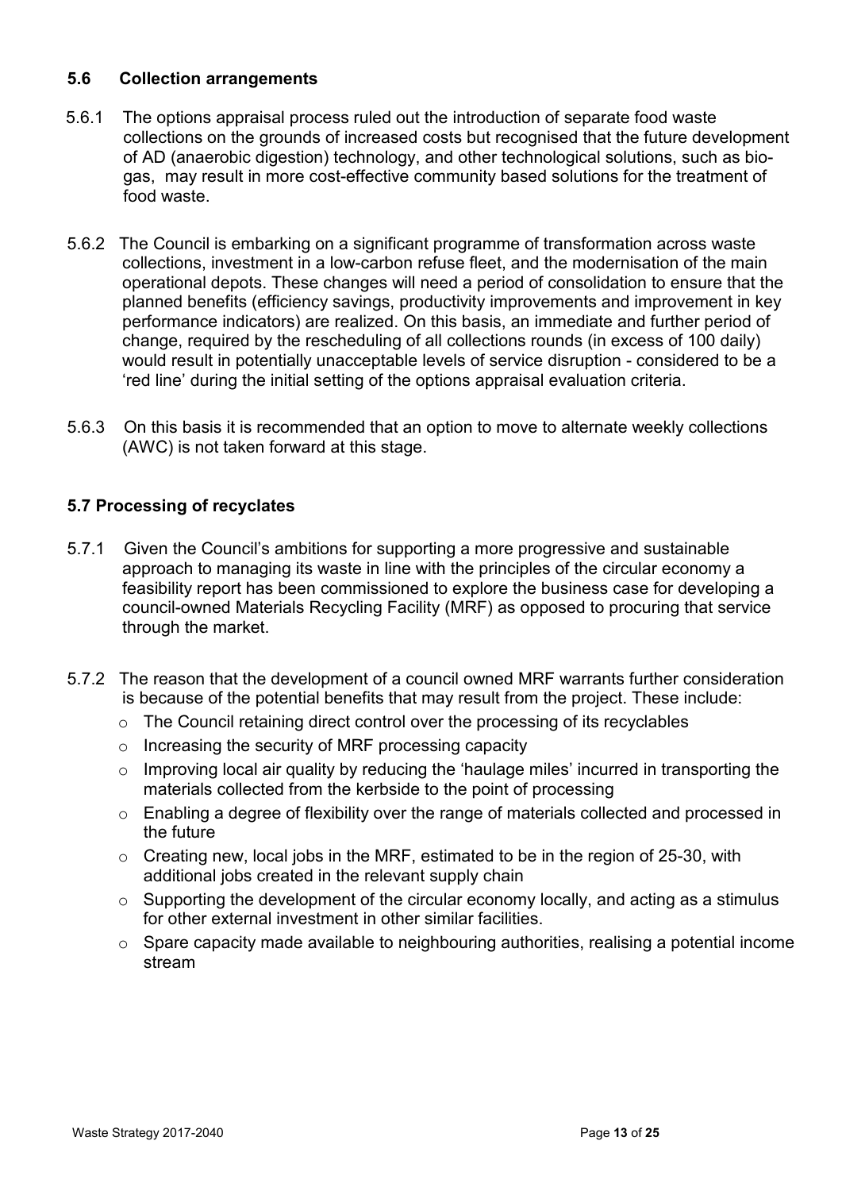### 5.6 Collection arrangements

5.6.1 The options appraisal process ruled out the introduction of separate food waste collections on the grounds of increased costs but recognised that the future development of AD (anaerobic digestion) technology, and other technological solutions, such as bio-gas, may result in more cost-effective community based solutions for the treatment of food waste.

5.6.2 The Council is embarking on a significant programme of transformation across waste collections, investment in a low-carbon refuse fleet, and the modernisation of the main operational depots. These changes will need a period of consolidation to ensure that the planned benefits (efficiency savings, productivity improvements and improvement in key performance indicators) are realized. On this basis, an immediate and further period of change, required by the rescheduling of all collections rounds (in excess of 100 daily) would result in potentially unacceptable levels of service disruption - considered to be a 'red line' during the initial setting of the options appraisal evaluation criteria.

5.6.3 On this basis it is recommended that an option to move to alternate weekly collections (AWC) is not taken forward at this stage.

### 5.7 Processing of recyclates

5.7.1 Given the Council's ambitions for supporting a more progressive and sustainable approach to managing its waste in line with the principles of the circular economy a feasibility report has been commissioned to explore the business case for developing a council-owned Materials Recycling Facility (MRF) as opposed to procuring that service through the market.

5.7.2 The reason that the development of a council owned MRF warrants further consideration is because of the potential benefits that may result from the project. These include:

- The Council retaining direct control over the processing of its recyclables
- Increasing the security of MRF processing capacity
- Improving local air quality by reducing the 'haulage miles' incurred in transporting the materials collected from the kerbside to the point of processing
- Enabling a degree of flexibility over the range of materials collected and processed in the future
- Creating new, local jobs in the MRF, estimated to be in the region of 25-30, with additional jobs created in the relevant supply chain
- Supporting the development of the circular economy locally, and acting as a stimulus for other external investment in other similar facilities.
- Spare capacity made available to neighbouring authorities, realising a potential income stream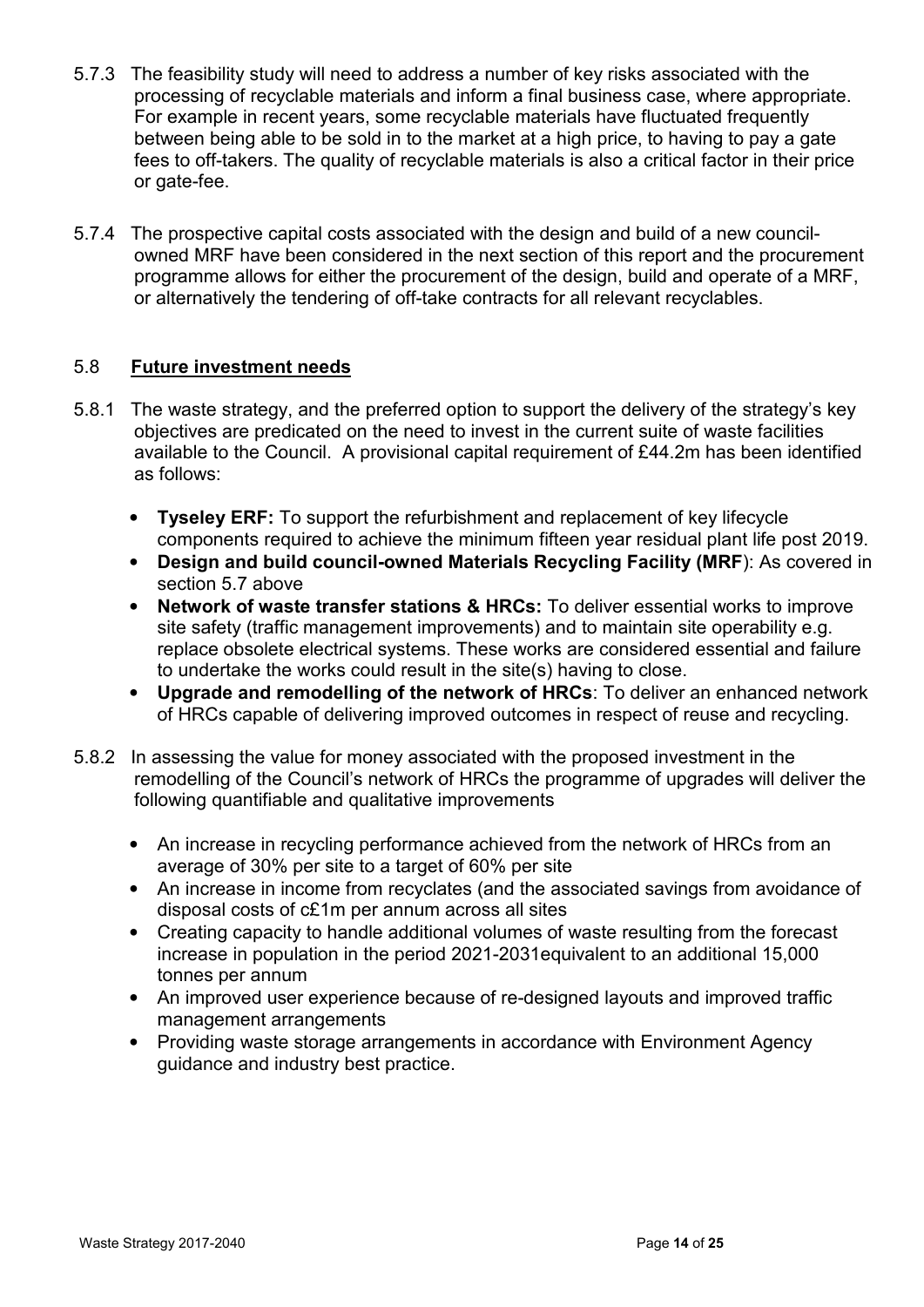5.7.3 The feasibility study will need to address a number of key risks associated with the processing of recyclable materials and inform a final business case, where appropriate. For example in recent years, some recyclable materials have fluctuated frequently between being able to be sold in to the market at a high price, to having to pay a gate fees to off-takers. The quality of recyclable materials is also a critical factor in their price or gate-fee.

5.7.4 The prospective capital costs associated with the design and build of a new council-owned MRF have been considered in the next section of this report and the procurement programme allows for either the procurement of the design, build and operate of a MRF, or alternatively the tendering of off-take contracts for all relevant recyclables.

## 5.8 Future investment needs

5.8.1 The waste strategy, and the preferred option to support the delivery of the strategy's key objectives are predicated on the need to invest in the current suite of waste facilities available to the Council. A provisional capital requirement of £44.2m has been identified as follows:

- **Tyseley ERF:** To support the refurbishment and replacement of key lifecycle components required to achieve the minimum fifteen year residual plant life post 2019.
- **Design and build council-owned Materials Recycling Facility (MRF)**: As covered in section 5.7 above
- **Network of waste transfer stations & HRCs:** To deliver essential works to improve site safety (traffic management improvements) and to maintain site operability e.g. replace obsolete electrical systems. These works are considered essential and failure to undertake the works could result in the site(s) having to close.
- **Upgrade and remodelling of the network of HRCs**: To deliver an enhanced network of HRCs capable of delivering improved outcomes in respect of reuse and recycling.

5.8.2 In assessing the value for money associated with the proposed investment in the remodelling of the Council's network of HRCs the programme of upgrades will deliver the following quantifiable and qualitative improvements

- An increase in recycling performance achieved from the network of HRCs from an average of 30% per site to a target of 60% per site
- An increase in income from recyclates (and the associated savings from avoidance of disposal costs of c£1m per annum across all sites
- Creating capacity to handle additional volumes of waste resulting from the forecast increase in population in the period 2021-2031equivalent to an additional 15,000 tonnes per annum
- An improved user experience because of re-designed layouts and improved traffic management arrangements
- Providing waste storage arrangements in accordance with Environment Agency guidance and industry best practice.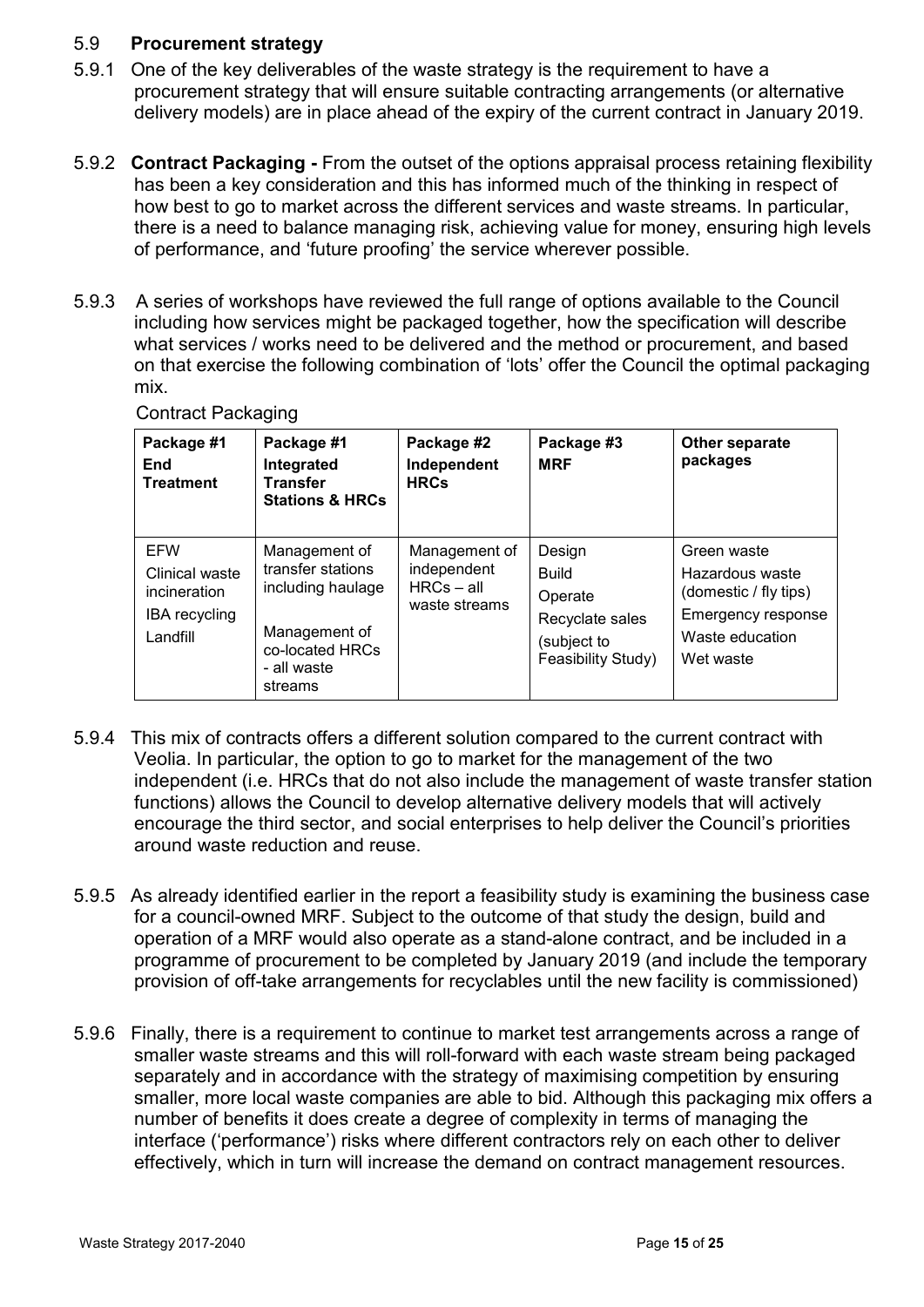## 5.9 **Procurement strategy**

5.9.1 One of the key deliverables of the waste strategy is the requirement to have a procurement strategy that will ensure suitable contracting arrangements (or alternative delivery models) are in place ahead of the expiry of the current contract in January 2019.

5.9.2 **Contract Packaging -** From the outset of the options appraisal process retaining flexibility has been a key consideration and this has informed much of the thinking in respect of how best to go to market across the different services and waste streams. In particular, there is a need to balance managing risk, achieving value for money, ensuring high levels of performance, and 'future proofing' the service wherever possible.

5.9.3 A series of workshops have reviewed the full range of options available to the Council including how services might be packaged together, how the specification will describe what services / works need to be delivered and the method or procurement, and based on that exercise the following combination of 'lots' offer the Council the optimal packaging mix.

Contract Packaging

| **Package #1 End Treatment** | **Package #1 Integrated Transfer Stations & HRCs** | **Package #2 Independent HRCs** | **Package #3 MRF** | **Other separate packages** |
|---|---|---|---|---|
| EFW<br>Clinical waste incineration<br>IBA recycling<br>Landfill | Management of transfer stations including haulage<br>Management of co-located HRCs - all waste streams | Management of independent HRCs – all waste streams | Design<br>Build<br>Operate<br>Recyclate sales<br>(subject to Feasibility Study) | Green waste<br>Hazardous waste (domestic / fly tips)<br>Emergency response<br>Waste education<br>Wet waste |

5.9.4 This mix of contracts offers a different solution compared to the current contract with Veolia. In particular, the option to go to market for the management of the two independent (i.e. HRCs that do not also include the management of waste transfer station functions) allows the Council to develop alternative delivery models that will actively encourage the third sector, and social enterprises to help deliver the Council's priorities around waste reduction and reuse.

5.9.5 As already identified earlier in the report a feasibility study is examining the business case for a council-owned MRF. Subject to the outcome of that study the design, build and operation of a MRF would also operate as a stand-alone contract, and be included in a programme of procurement to be completed by January 2019 (and include the temporary provision of off-take arrangements for recyclables until the new facility is commissioned)

5.9.6 Finally, there is a requirement to continue to market test arrangements across a range of smaller waste streams and this will roll-forward with each waste stream being packaged separately and in accordance with the strategy of maximising competition by ensuring smaller, more local waste companies are able to bid. Although this packaging mix offers a number of benefits it does create a degree of complexity in terms of managing the interface ('performance') risks where different contractors rely on each other to deliver effectively, which in turn will increase the demand on contract management resources.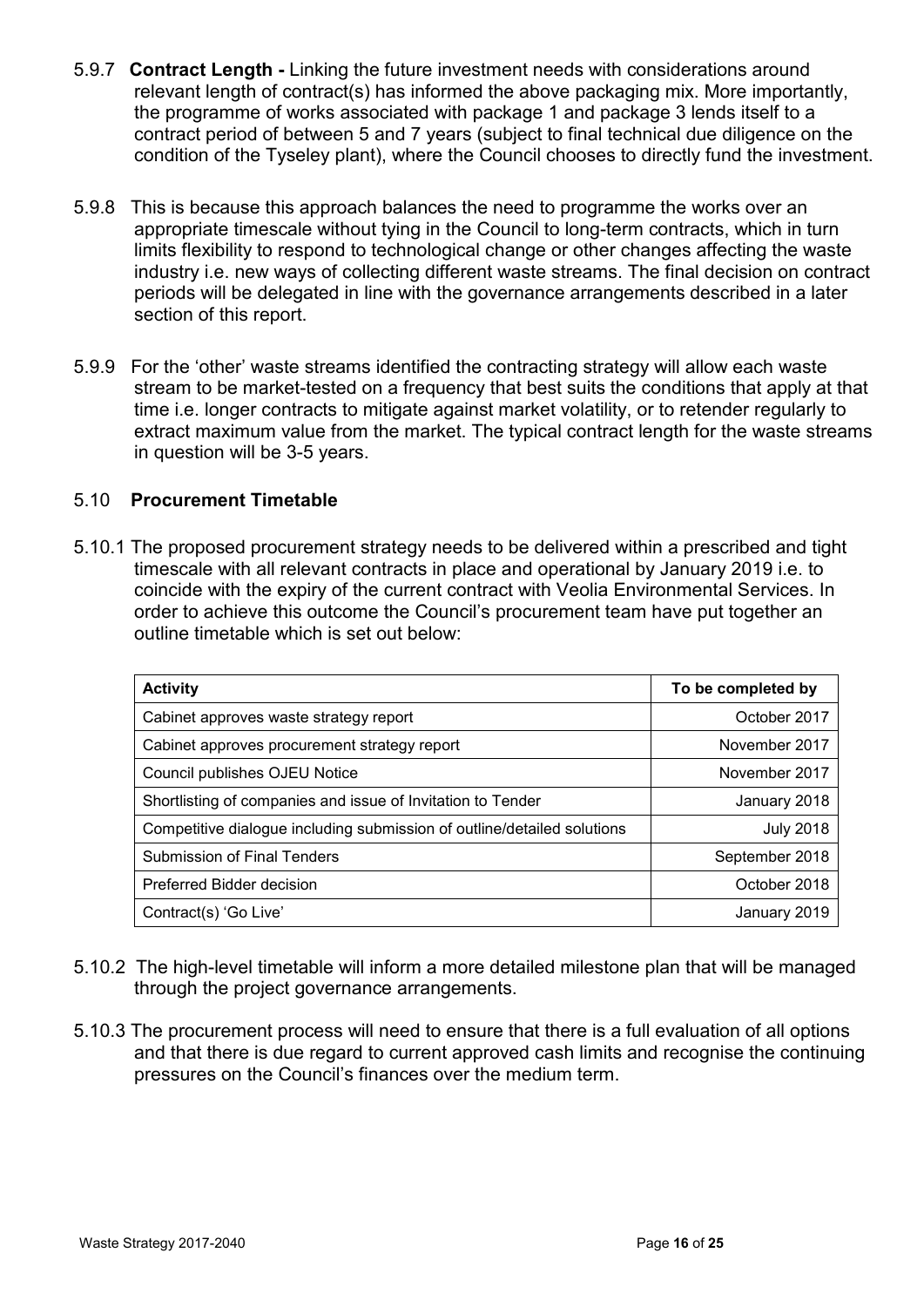5.9.7 **Contract Length -** Linking the future investment needs with considerations around relevant length of contract(s) has informed the above packaging mix. More importantly, the programme of works associated with package 1 and package 3 lends itself to a contract period of between 5 and 7 years (subject to final technical due diligence on the condition of the Tyseley plant), where the Council chooses to directly fund the investment.

5.9.8 This is because this approach balances the need to programme the works over an appropriate timescale without tying in the Council to long-term contracts, which in turn limits flexibility to respond to technological change or other changes affecting the waste industry i.e. new ways of collecting different waste streams. The final decision on contract periods will be delegated in line with the governance arrangements described in a later section of this report.

5.9.9 For the 'other' waste streams identified the contracting strategy will allow each waste stream to be market-tested on a frequency that best suits the conditions that apply at that time i.e. longer contracts to mitigate against market volatility, or to retender regularly to extract maximum value from the market. The typical contract length for the waste streams in question will be 3-5 years.

## 5.10 Procurement Timetable

5.10.1 The proposed procurement strategy needs to be delivered within a prescribed and tight timescale with all relevant contracts in place and operational by January 2019 i.e. to coincide with the expiry of the current contract with Veolia Environmental Services. In order to achieve this outcome the Council's procurement team have put together an outline timetable which is set out below:

| Activity | To be completed by |
|---|---|
| Cabinet approves waste strategy report | October 2017 |
| Cabinet approves procurement strategy report | November 2017 |
| Council publishes OJEU Notice | November 2017 |
| Shortlisting of companies and issue of Invitation to Tender | January 2018 |
| Competitive dialogue including submission of outline/detailed solutions | July 2018 |
| Submission of Final Tenders | September 2018 |
| Preferred Bidder decision | October 2018 |
| Contract(s) 'Go Live' | January 2019 |

5.10.2 The high-level timetable will inform a more detailed milestone plan that will be managed through the project governance arrangements.

5.10.3 The procurement process will need to ensure that there is a full evaluation of all options and that there is due regard to current approved cash limits and recognise the continuing pressures on the Council's finances over the medium term.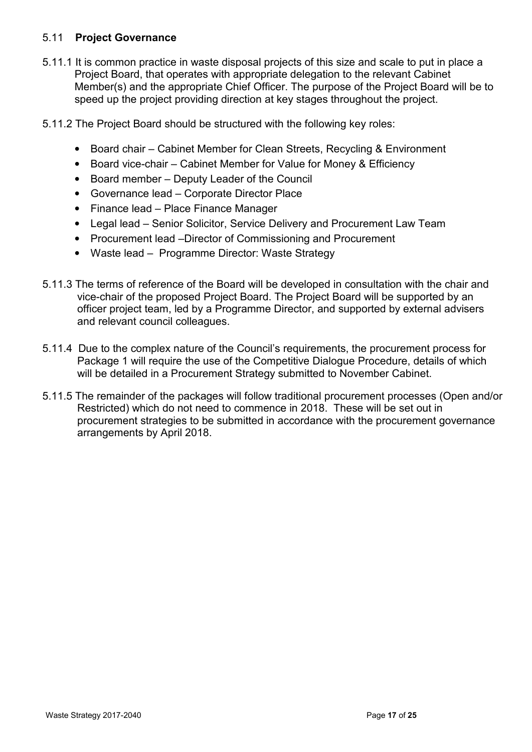## 5.11 **Project Governance**

5.11.1 It is common practice in waste disposal projects of this size and scale to put in place a Project Board, that operates with appropriate delegation to the relevant Cabinet Member(s) and the appropriate Chief Officer. The purpose of the Project Board will be to speed up the project providing direction at key stages throughout the project.

5.11.2 The Project Board should be structured with the following key roles:

- Board chair – Cabinet Member for Clean Streets, Recycling & Environment
- Board vice-chair – Cabinet Member for Value for Money & Efficiency
- Board member – Deputy Leader of the Council
- Governance lead – Corporate Director Place
- Finance lead – Place Finance Manager
- Legal lead – Senior Solicitor, Service Delivery and Procurement Law Team
- Procurement lead –Director of Commissioning and Procurement
- Waste lead – Programme Director: Waste Strategy

5.11.3 The terms of reference of the Board will be developed in consultation with the chair and vice-chair of the proposed Project Board. The Project Board will be supported by an officer project team, led by a Programme Director, and supported by external advisers and relevant council colleagues.

5.11.4 Due to the complex nature of the Council's requirements, the procurement process for Package 1 will require the use of the Competitive Dialogue Procedure, details of which will be detailed in a Procurement Strategy submitted to November Cabinet.

5.11.5 The remainder of the packages will follow traditional procurement processes (Open and/or Restricted) which do not need to commence in 2018. These will be set out in procurement strategies to be submitted in accordance with the procurement governance arrangements by April 2018.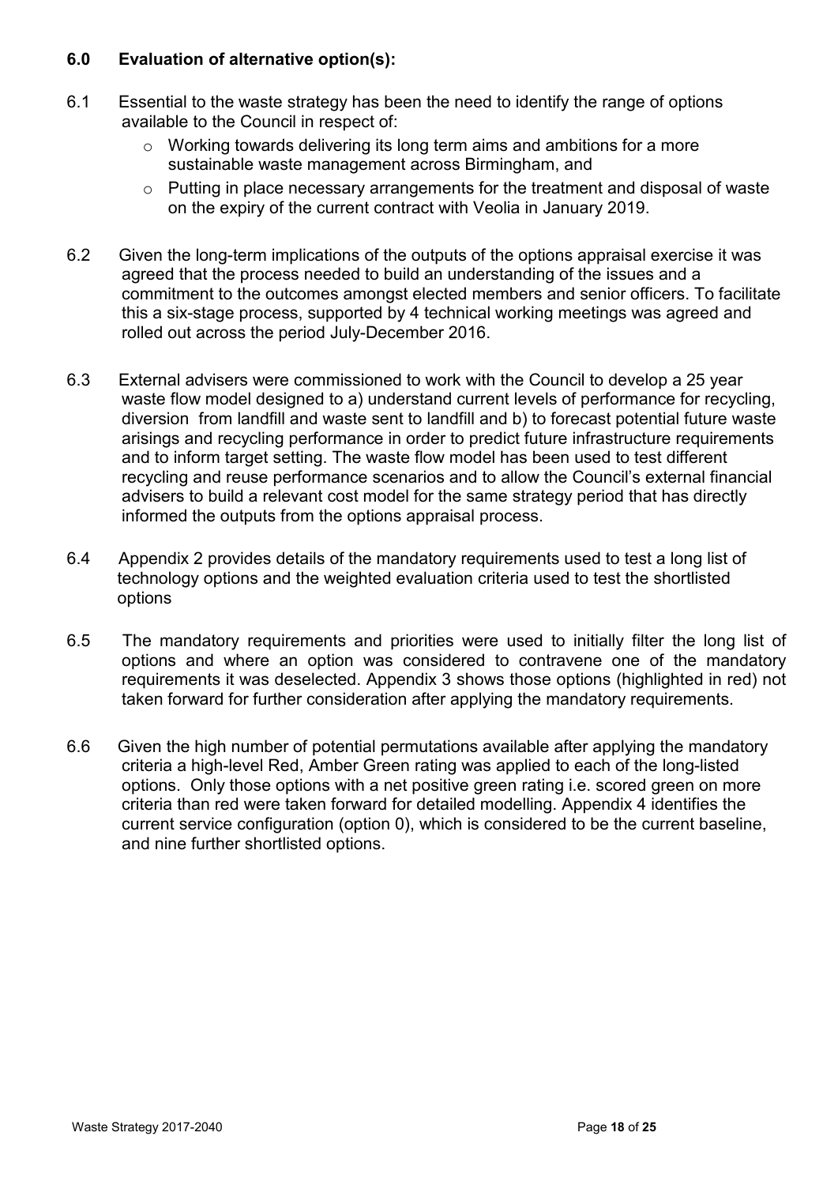## 6.0 Evaluation of alternative option(s):

6.1 Essential to the waste strategy has been the need to identify the range of options available to the Council in respect of:

- Working towards delivering its long term aims and ambitions for a more sustainable waste management across Birmingham, and
- Putting in place necessary arrangements for the treatment and disposal of waste on the expiry of the current contract with Veolia in January 2019.

6.2 Given the long-term implications of the outputs of the options appraisal exercise it was agreed that the process needed to build an understanding of the issues and a commitment to the outcomes amongst elected members and senior officers. To facilitate this a six-stage process, supported by 4 technical working meetings was agreed and rolled out across the period July-December 2016.

6.3 External advisers were commissioned to work with the Council to develop a 25 year waste flow model designed to a) understand current levels of performance for recycling, diversion from landfill and waste sent to landfill and b) to forecast potential future waste arisings and recycling performance in order to predict future infrastructure requirements and to inform target setting. The waste flow model has been used to test different recycling and reuse performance scenarios and to allow the Council's external financial advisers to build a relevant cost model for the same strategy period that has directly informed the outputs from the options appraisal process.

6.4 Appendix 2 provides details of the mandatory requirements used to test a long list of technology options and the weighted evaluation criteria used to test the shortlisted options

6.5 The mandatory requirements and priorities were used to initially filter the long list of options and where an option was considered to contravene one of the mandatory requirements it was deselected. Appendix 3 shows those options (highlighted in red) not taken forward for further consideration after applying the mandatory requirements.

6.6 Given the high number of potential permutations available after applying the mandatory criteria a high-level Red, Amber Green rating was applied to each of the long-listed options. Only those options with a net positive green rating i.e. scored green on more criteria than red were taken forward for detailed modelling. Appendix 4 identifies the current service configuration (option 0), which is considered to be the current baseline, and nine further shortlisted options.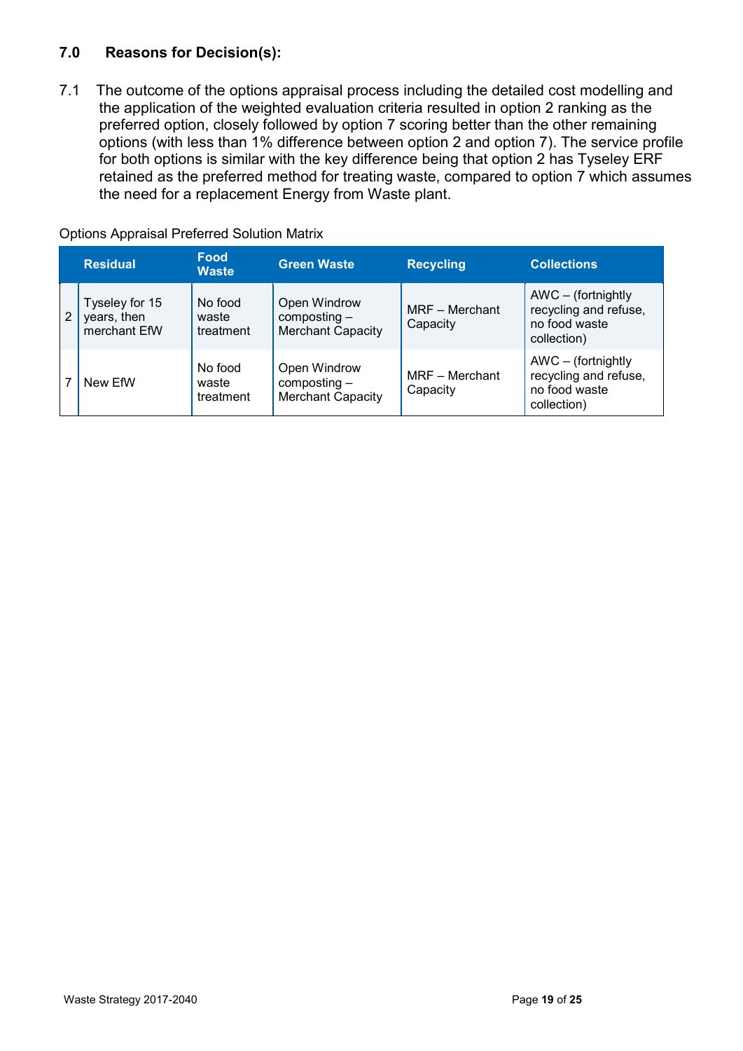## 7.0 Reasons for Decision(s):

7.1 The outcome of the options appraisal process including the detailed cost modelling and the application of the weighted evaluation criteria resulted in option 2 ranking as the preferred option, closely followed by option 7 scoring better than the other remaining options (with less than 1% difference between option 2 and option 7). The service profile for both options is similar with the key difference being that option 2 has Tyseley ERF retained as the preferred method for treating waste, compared to option 7 which assumes the need for a replacement Energy from Waste plant.

Options Appraisal Preferred Solution Matrix

| | Residual | Food Waste | Green Waste | Recycling | Collections |
|---|---|---|---|---|---|
| 2 | Tyseley for 15 years, then merchant EfW | No food waste treatment | Open Windrow composting – Merchant Capacity | MRF – Merchant Capacity | AWC – (fortnightly recycling and refuse, no food waste collection) |
| 7 | New EfW | No food waste treatment | Open Windrow composting – Merchant Capacity | MRF – Merchant Capacity | AWC – (fortnightly recycling and refuse, no food waste collection) |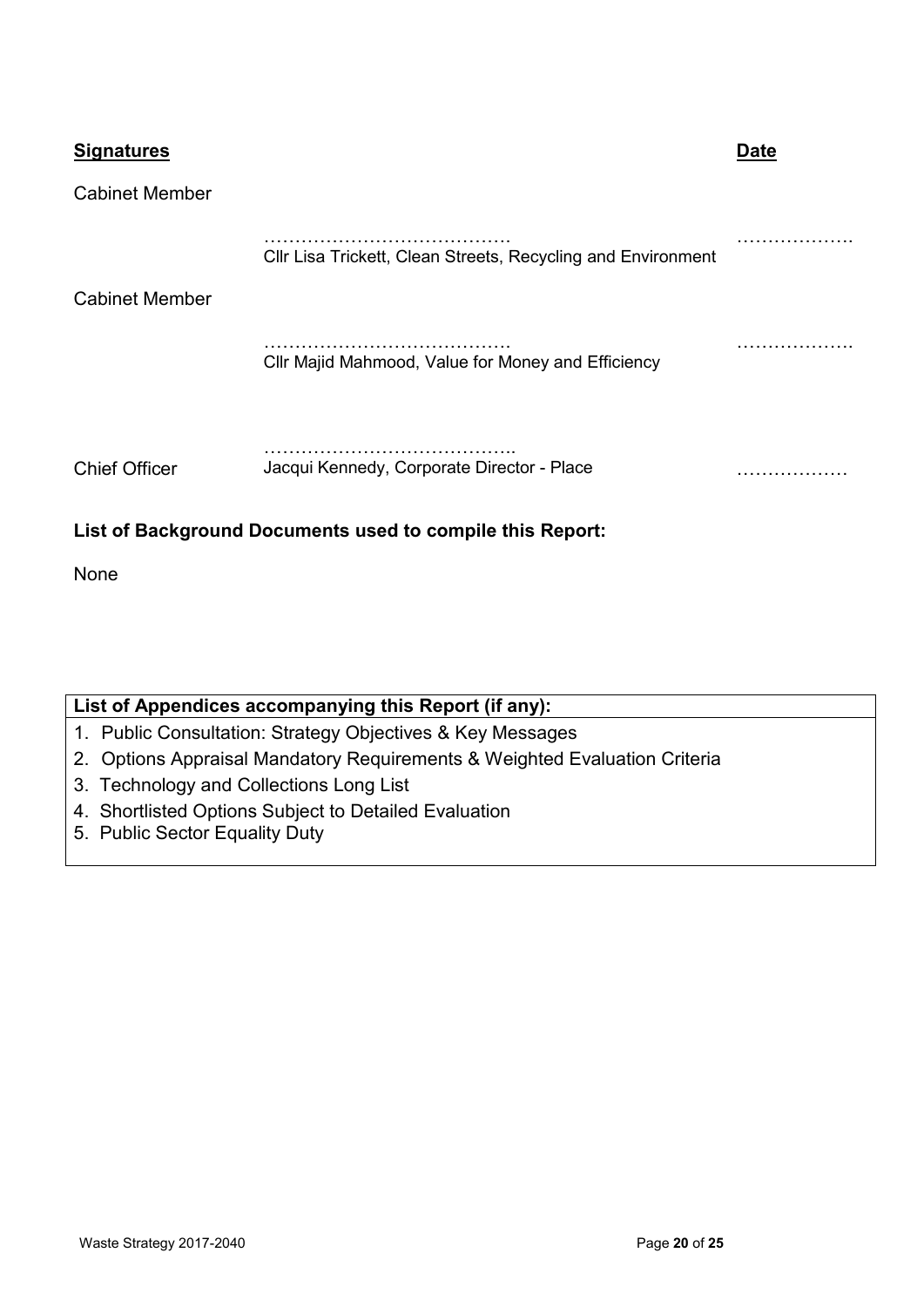| **Signatures** | | **Date** |
|---|---|---|
| Cabinet Member | | |
| | …………………………………<br>Cllr Lisa Trickett, Clean Streets, Recycling and Environment | ………………. |
| Cabinet Member | | |
| | …………………………………<br>Cllr Majid Mahmood, Value for Money and Efficiency | ………………. |
| Chief Officer | …………………………………..<br>Jacqui Kennedy, Corporate Director - Place | ……………… |

**List of Background Documents used to compile this Report:**

None

| **List of Appendices accompanying this Report (if any):** |
|---|
| 1. Public Consultation: Strategy Objectives & Key Messages<br>2. Options Appraisal Mandatory Requirements & Weighted Evaluation Criteria<br>3. Technology and Collections Long List<br>4. Shortlisted Options Subject to Detailed Evaluation<br>5. Public Sector Equality Duty |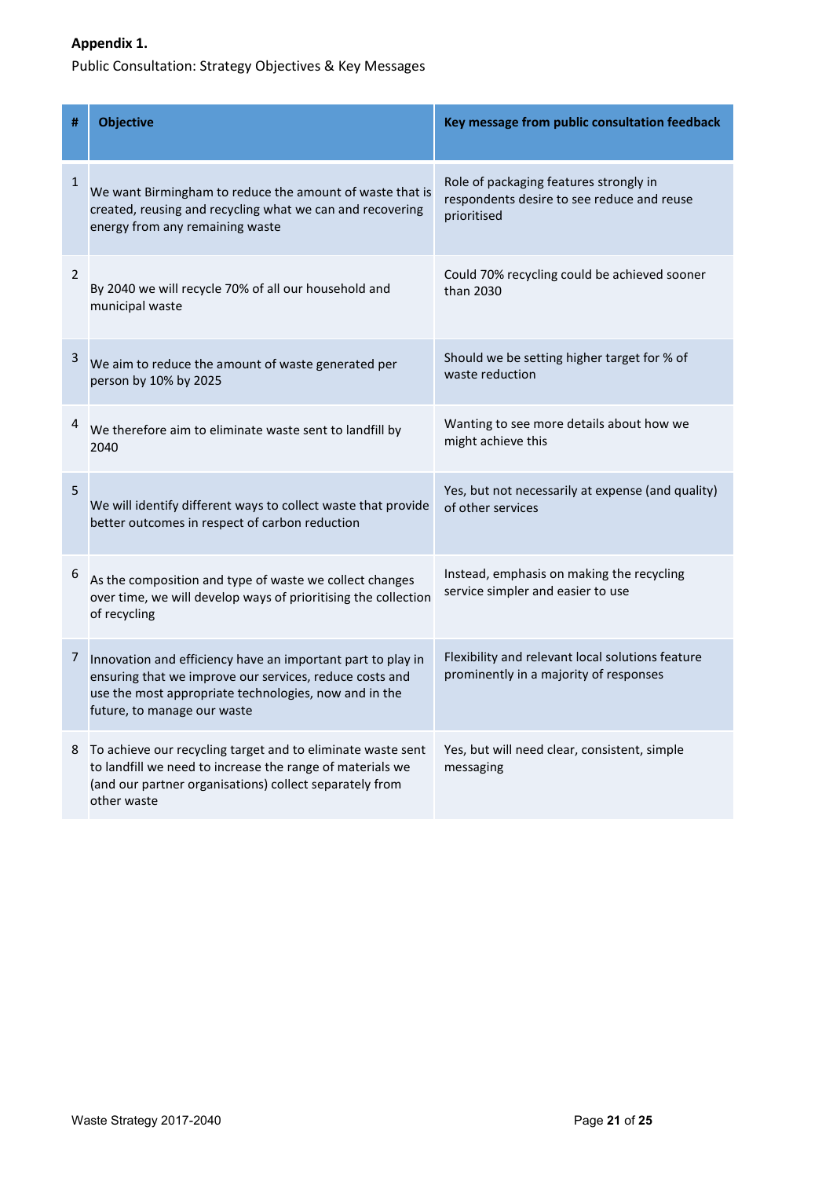**Appendix 1.**

Public Consultation: Strategy Objectives & Key Messages

| # | Objective | Key message from public consultation feedback |
|---|---|---|
| 1 | We want Birmingham to reduce the amount of waste that is created, reusing and recycling what we can and recovering energy from any remaining waste | Role of packaging features strongly in respondents desire to see reduce and reuse prioritised |
| 2 | By 2040 we will recycle 70% of all our household and municipal waste | Could 70% recycling could be achieved sooner than 2030 |
| 3 | We aim to reduce the amount of waste generated per person by 10% by 2025 | Should we be setting higher target for % of waste reduction |
| 4 | We therefore aim to eliminate waste sent to landfill by 2040 | Wanting to see more details about how we might achieve this |
| 5 | We will identify different ways to collect waste that provide better outcomes in respect of carbon reduction | Yes, but not necessarily at expense (and quality) of other services |
| 6 | As the composition and type of waste we collect changes over time, we will develop ways of prioritising the collection of recycling | Instead, emphasis on making the recycling service simpler and easier to use |
| 7 | Innovation and efficiency have an important part to play in ensuring that we improve our services, reduce costs and use the most appropriate technologies, now and in the future, to manage our waste | Flexibility and relevant local solutions feature prominently in a majority of responses |
| 8 | To achieve our recycling target and to eliminate waste sent to landfill we need to increase the range of materials we (and our partner organisations) collect separately from other waste | Yes, but will need clear, consistent, simple messaging |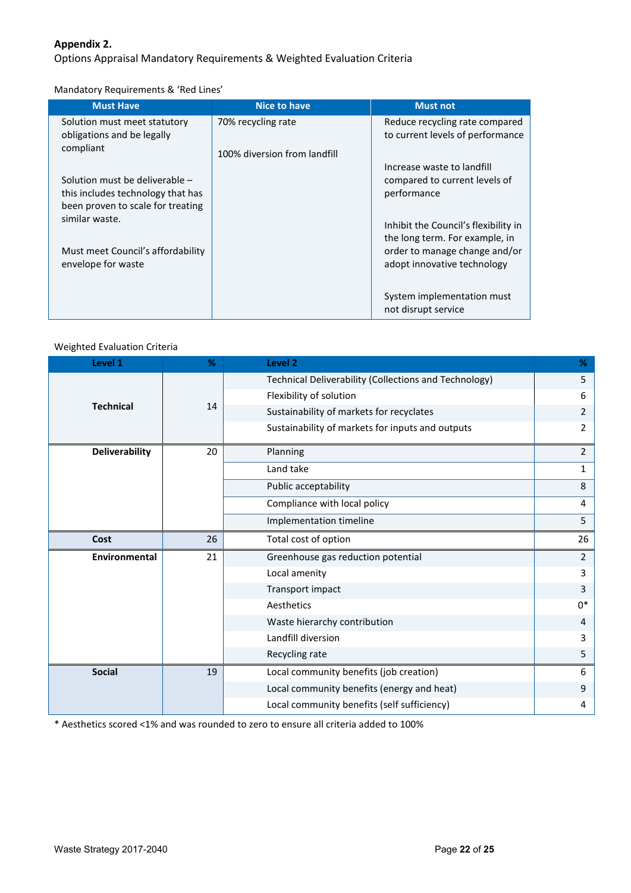**Appendix 2.**

Options Appraisal Mandatory Requirements & Weighted Evaluation Criteria

Mandatory Requirements & 'Red Lines'

| Must Have | Nice to have | Must not |
|---|---|---|
| Solution must meet statutory obligations and be legally compliant<br><br>Solution must be deliverable – this includes technology that has been proven to scale for treating similar waste.<br><br>Must meet Council's affordability envelope for waste | 70% recycling rate<br><br>100% diversion from landfill | Reduce recycling rate compared to current levels of performance<br><br>Increase waste to landfill compared to current levels of performance<br><br>Inhibit the Council's flexibility in the long term. For example, in order to manage change and/or adopt innovative technology<br><br>System implementation must not disrupt service |

Weighted Evaluation Criteria

| Level 1 | % | Level 2 | % |
|---|---|---|---|
| **Technical** | 14 | Technical Deliverability (Collections and Technology) | 5 |
| | | Flexibility of solution | 6 |
| | | Sustainability of markets for recyclates | 2 |
| | | Sustainability of markets for inputs and outputs | 2 |
| **Deliverability** | 20 | Planning | 2 |
| | | Land take | 1 |
| | | Public acceptability | 8 |
| | | Compliance with local policy | 4 |
| | | Implementation timeline | 5 |
| **Cost** | 26 | Total cost of option | 26 |
| **Environmental** | 21 | Greenhouse gas reduction potential | 2 |
| | | Local amenity | 3 |
| | | Transport impact | 3 |
| | | Aesthetics | 0* |
| | | Waste hierarchy contribution | 4 |
| | | Landfill diversion | 3 |
| | | Recycling rate | 5 |
| **Social** | 19 | Local community benefits (job creation) | 6 |
| | | Local community benefits (energy and heat) | 9 |
| | | Local community benefits (self sufficiency) | 4 |

* Aesthetics scored <1% and was rounded to zero to ensure all criteria added to 100%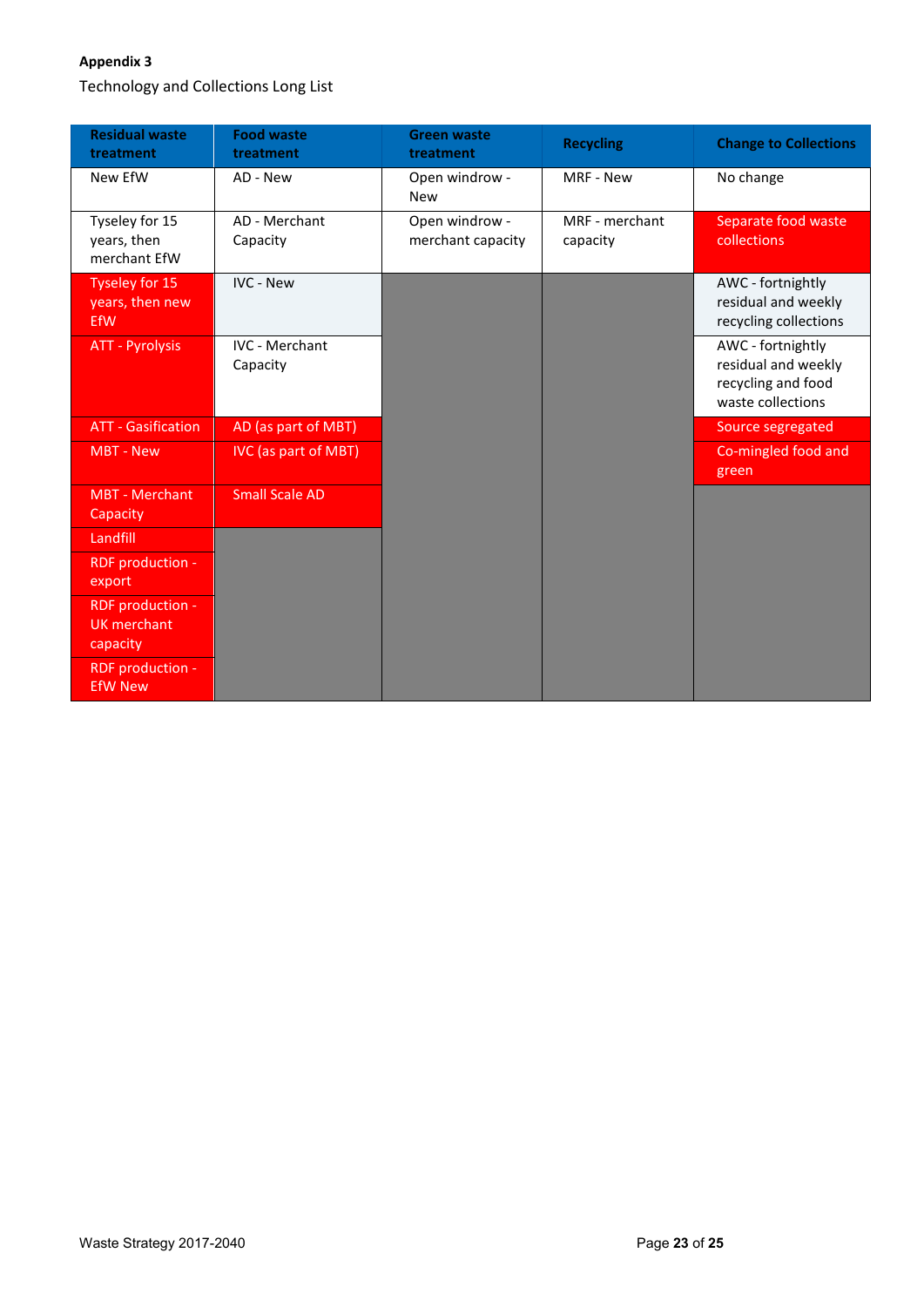**Appendix 3**

Technology and Collections Long List

| Residual waste treatment | Food waste treatment | Green waste treatment | Recycling | Change to Collections |
|---|---|---|---|---|
| New EfW | AD - New | Open windrow - New | MRF - New | No change |
| Tyseley for 15 years, then merchant EfW | AD - Merchant Capacity | Open windrow - merchant capacity | MRF - merchant capacity | Separate food waste collections |
| Tyseley for 15 years, then new EfW | IVC - New | | | AWC - fortnightly residual and weekly recycling collections |
| ATT - Pyrolysis | IVC - Merchant Capacity | | | AWC - fortnightly residual and weekly recycling and food waste collections |
| ATT - Gasification | AD (as part of MBT) | | | Source segregated |
| MBT - New | IVC (as part of MBT) | | | Co-mingled food and green |
| MBT - Merchant Capacity | Small Scale AD | | | |
| Landfill | | | | |
| RDF production - export | | | | |
| RDF production - UK merchant capacity | | | | |
| RDF production - EfW New | | | | |

Waste Strategy 2017-2040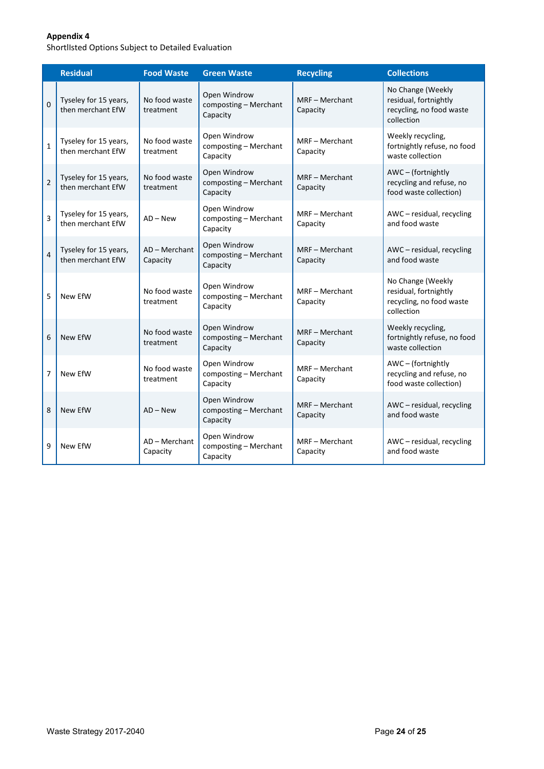**Appendix 4**

Shortllsted Options Subject to Detailed Evaluation

| | Residual | Food Waste | Green Waste | Recycling | Collections |
|---|---|---|---|---|---|
| 0 | Tyseley for 15 years, then merchant EfW | No food waste treatment | Open Windrow composting – Merchant Capacity | MRF – Merchant Capacity | No Change (Weekly residual, fortnightly recycling, no food waste collection |
| 1 | Tyseley for 15 years, then merchant EfW | No food waste treatment | Open Windrow composting – Merchant Capacity | MRF – Merchant Capacity | Weekly recycling, fortnightly refuse, no food waste collection |
| 2 | Tyseley for 15 years, then merchant EfW | No food waste treatment | Open Windrow composting – Merchant Capacity | MRF – Merchant Capacity | AWC – (fortnightly recycling and refuse, no food waste collection) |
| 3 | Tyseley for 15 years, then merchant EfW | AD – New | Open Windrow composting – Merchant Capacity | MRF – Merchant Capacity | AWC – residual, recycling and food waste |
| 4 | Tyseley for 15 years, then merchant EfW | AD – Merchant Capacity | Open Windrow composting – Merchant Capacity | MRF – Merchant Capacity | AWC – residual, recycling and food waste |
| 5 | New EfW | No food waste treatment | Open Windrow composting – Merchant Capacity | MRF – Merchant Capacity | No Change (Weekly residual, fortnightly recycling, no food waste collection |
| 6 | New EfW | No food waste treatment | Open Windrow composting – Merchant Capacity | MRF – Merchant Capacity | Weekly recycling, fortnightly refuse, no food waste collection |
| 7 | New EfW | No food waste treatment | Open Windrow composting – Merchant Capacity | MRF – Merchant Capacity | AWC – (fortnightly recycling and refuse, no food waste collection) |
| 8 | New EfW | AD – New | Open Windrow composting – Merchant Capacity | MRF – Merchant Capacity | AWC – residual, recycling and food waste |
| 9 | New EfW | AD – Merchant Capacity | Open Windrow composting – Merchant Capacity | MRF – Merchant Capacity | AWC – residual, recycling and food waste |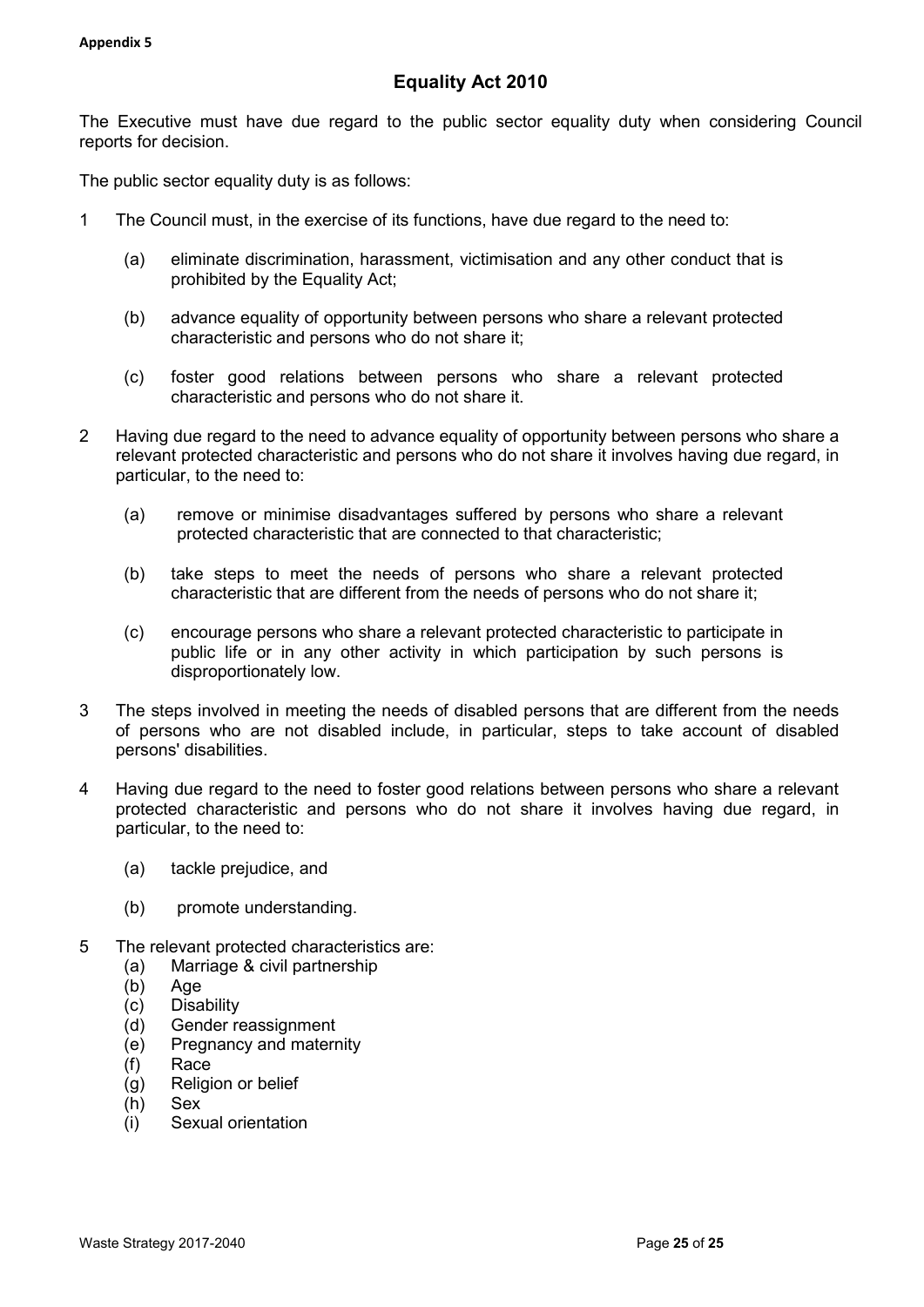**Appendix 5**

## Equality Act 2010

The Executive must have due regard to the public sector equality duty when considering Council reports for decision.

The public sector equality duty is as follows:

1 The Council must, in the exercise of its functions, have due regard to the need to:

   (a) eliminate discrimination, harassment, victimisation and any other conduct that is prohibited by the Equality Act;

   (b) advance equality of opportunity between persons who share a relevant protected characteristic and persons who do not share it;

   (c) foster good relations between persons who share a relevant protected characteristic and persons who do not share it.

2 Having due regard to the need to advance equality of opportunity between persons who share a relevant protected characteristic and persons who do not share it involves having due regard, in particular, to the need to:

   (a) remove or minimise disadvantages suffered by persons who share a relevant protected characteristic that are connected to that characteristic;

   (b) take steps to meet the needs of persons who share a relevant protected characteristic that are different from the needs of persons who do not share it;

   (c) encourage persons who share a relevant protected characteristic to participate in public life or in any other activity in which participation by such persons is disproportionately low.

3 The steps involved in meeting the needs of disabled persons that are different from the needs of persons who are not disabled include, in particular, steps to take account of disabled persons' disabilities.

4 Having due regard to the need to foster good relations between persons who share a relevant protected characteristic and persons who do not share it involves having due regard, in particular, to the need to:

   (a) tackle prejudice, and

   (b) promote understanding.

5 The relevant protected characteristics are:
   (a) Marriage & civil partnership
   (b) Age
   (c) Disability
   (d) Gender reassignment
   (e) Pregnancy and maternity
   (f) Race
   (g) Religion or belief
   (h) Sex
   (i) Sexual orientation